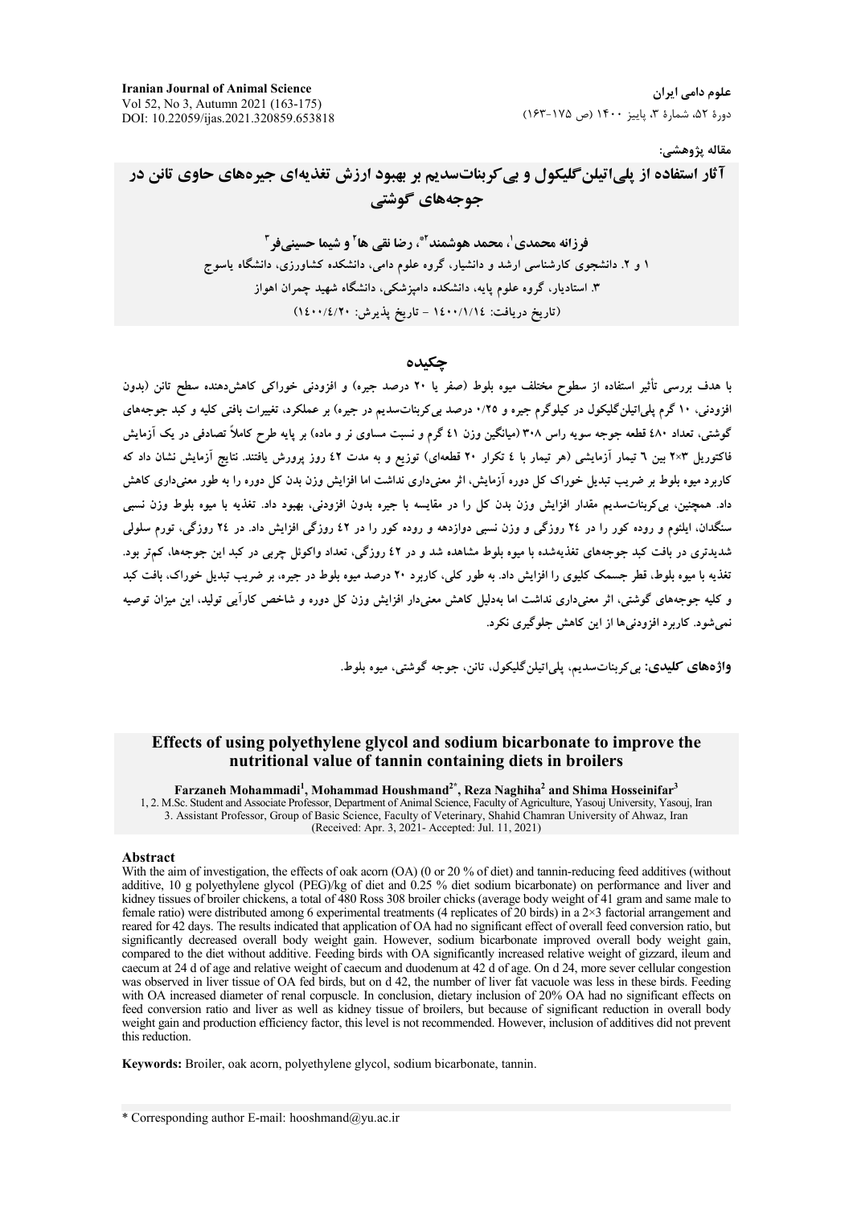مقاله پژوهشی:

# آثار استفاده از پلی‌اتیلن‌گلیکول و بی‌کربنات‌سدیم بر بهبود ارزش تغذیه‌ای جیره‌های حاوی تانن در جوجه‌های گوشتی

**فرزانه محمدی[1]، محمد هوشمند[2*]، رضا نقی ها[2] و شیما حسینی‌فر[3]**

۱ و ۲. دانشجوی کارشناسی ارشد و دانشیار، گروه علوم دامی، دانشکده کشاورزی، دانشگاه یاسوج
۳. استادیار، گروه علوم پایه، دانشکده دامپزشکی، دانشگاه شهید چمران اهواز
(تاریخ دریافت: ۱۴۰۰/۱/۱۴ - تاریخ پذیرش: ۱۴۰۰/۴/۲۰)

## چکیده

با هدف بررسی تأثیر استفاده از سطوح مختلف میوه بلوط (صفر یا ۲۰ درصد جیره) و افزودنی خوراکی کاهش‌دهنده سطح تانن (بدون افزودنی، ۱۰ گرم پلی‌اتیلن‌گلیکول در کیلوگرم جیره و ۰/۲۵ درصد بی‌کربنات‌سدیم در جیره) بر عملکرد، تغییرات بافتی کلیه و کبد جوجه‌های گوشتی، تعداد ۴۸۰ قطعه جوجه سویه راس ۳۰۸ (میانگین وزن ۴۱ گرم و نسبت مساوی نر و ماده) بر پایه طرح کاملاً تصادفی در یک آزمایش فاکتوریل ۳×۲ بین ۶ تیمار آزمایشی (هر تیمار با ۴ تکرار ۲۰ قطعه‌ای) توزیع و به مدت ۴۲ روز پرورش یافتند. نتایج آزمایش نشان داد که کاربرد میوه بلوط بر ضریب تبدیل خوراک کل دوره آزمایش، اثر معنی‌داری نداشت اما افزایش وزن بدن کل دوره را به طور معنی‌داری کاهش داد. همچنین، بی‌کربنات‌سدیم مقدار افزایش وزن بدن کل را در مقایسه با جیره بدون افزودنی، بهبود داد. تغذیه با میوه بلوط وزن نسبی سنگدان، ایلئوم و روده کور را در ۲۴ روزگی و وزن نسبی دوازدهه و روده کور را در ۴۲ روزگی افزایش داد. در ۲۴ روزگی، تورم سلولی شدیدتری در بافت کبد جوجه‌های تغذیه‌شده با میوه بلوط مشاهده شد و در ۴۲ روزگی، تعداد واکوئل چربی در کبد این جوجه‌ها، کم‌تر بود. تغذیه با میوه بلوط، قطر جسمک کلیوی را افزایش داد. به طور کلی، کاربرد ۲۰ درصد میوه بلوط در جیره، بر ضریب تبدیل خوراک، بافت کبد و کلیه جوجه‌های گوشتی، اثر معنی‌داری نداشت اما به‌دلیل کاهش معنی‌دار افزایش وزن کل دوره و شاخص کارآیی تولید، این میزان توصیه نمی‌شود. کاربرد افزودنی‌ها از این کاهش جلوگیری نکرد.

**واژه‌های کلیدی:** بی‌کربنات‌سدیم، پلی‌اتیلن‌گلیکول، تانن، جوجه گوشتی، میوه بلوط.

# Effects of using polyethylene glycol and sodium bicarbonate to improve the nutritional value of tannin containing diets in broilers

**Farzaneh Mohammadi[1], Mohammad Houshmand[2*], Reza Naghiha[2] and Shima Hosseinifar[3]**

1, 2. M.Sc. Student and Associate Professor, Department of Animal Science, Faculty of Agriculture, Yasouj University, Yasouj, Iran
3. Assistant Professor, Group of Basic Science, Faculty of Veterinary, Shahid Chamran University of Ahwaz, Iran
(Received: Apr. 3, 2021- Accepted: Jul. 11, 2021)

## Abstract

With the aim of investigation, the effects of oak acorn (OA) (0 or 20 % of diet) and tannin-reducing feed additives (without additive, 10 g polyethylene glycol (PEG)/kg of diet and 0.25 % diet sodium bicarbonate) on performance and liver and kidney tissues of broiler chickens, a total of 480 Ross 308 broiler chicks (average body weight of 41 gram and same male to female ratio) were distributed among 6 experimental treatments (4 replicates of 20 birds) in a 2×3 factorial arrangement and reared for 42 days. The results indicated that application of OA had no significant effect of overall feed conversion ratio, but significantly decreased overall body weight gain. However, sodium bicarbonate improved overall body weight gain, compared to the diet without additive. Feeding birds with OA significantly increased relative weight of gizzard, ileum and caecum at 24 d of age and relative weight of caecum and duodenum at 42 d of age. On d 24, more sever cellular congestion was observed in liver tissue of OA fed birds, but on d 42, the number of liver fat vacuole was less in these birds. Feeding with OA increased diameter of renal corpuscle. In conclusion, dietary inclusion of 20% OA had no significant effects on feed conversion ratio and liver as well as kidney tissue of broilers, but because of significant reduction in overall body weight gain and production efficiency factor, this level is not recommended. However, inclusion of additives did not prevent this reduction.

**Keywords:** Broiler, oak acorn, polyethylene glycol, sodium bicarbonate, tannin.

* Corresponding author E-mail: hooshmand@yu.ac.ir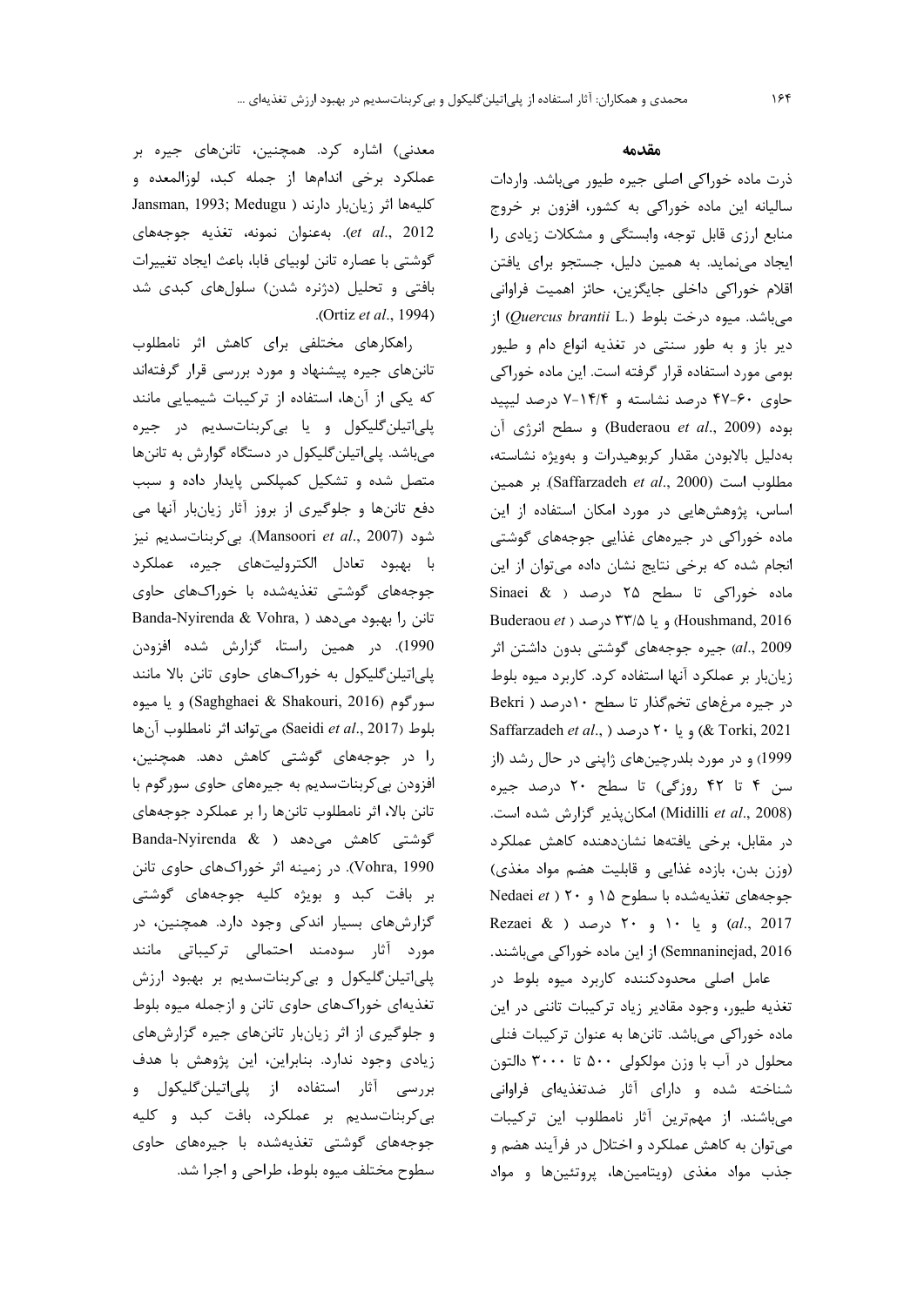## مقدمه

ذرت ماده خوراکی اصلی جیره طیور می‌باشد. واردات سالیانه این ماده خوراکی به کشور، افزون بر خروج منابع ارزی قابل توجه، وابستگی و مشکلات زیادی را ایجاد می‌نماید. به همین دلیل، جستجو برای یافتن اقلام خوراکی داخلی جایگزین، حائز اهمیت فراوانی می‌باشد. میوه درخت بلوط (*Quercus brantii* L.) از دیر باز و به طور سنتی در تغذیه انواع دام و طیور بومی مورد استفاده قرار گرفته است. این ماده خوراکی حاوی ۶۰-۴۷ درصد نشاسته و ۱۴/۴-۷ درصد لیپید بوده (Buderaou *et al*., 2009) و سطح انرژی آن به‌دلیل بالابودن مقدار کربوهیدرات و به‌ویژه نشاسته، مطلوب است (Saffarzadeh *et al*., 2000). بر همین اساس، پژوهش‌هایی در مورد امکان استفاده از این ماده خوراکی در جیره‌های غذایی جوجه‌های گوشتی انجام شده که برخی نتایج نشان داده می‌توان از این ماده خوراکی تا سطح ۲۵ درصد (Sinaei & Houshmand, 2016) و یا ۳۳/۵ درصد (Buderaou *et al*., 2009) جیره جوجه‌های گوشتی بدون داشتن اثر زیان‌بار بر عملکرد آنها استفاده کرد. کاربرد میوه بلوط در جیره مرغ‌های تخم‌گذار تا سطح ۱۰درصد (Bekri & Torki, 2021) و یا ۲۰ درصد (Saffarzadeh *et al*., 1999) و در مورد بلدرچین‌های ژاپنی در حال رشد (از سن ۴ تا ۴۲ روزگی) تا سطح ۲۰ درصد جیره (Midilli *et al*., 2008) امکان‌پذیر گزارش شده است. در مقابل، برخی یافته‌ها نشان‌دهنده کاهش عملکرد (وزن بدن، بازده غذایی و قابلیت هضم مواد مغذی) جوجه‌های تغذیه‌شده با سطوح ۱۵ و ۲۰ (Nedaei *et al*., 2017) و یا ۱۰ و ۲۰ درصد (Rezaei & Semnaninejad, 2016) از این ماده خوراکی می‌باشند.

عامل اصلی محدودکننده کاربرد میوه بلوط در تغذیه طیور، وجود مقادیر زیاد ترکیبات تانَنی در این ماده خوراکی می‌باشد. تانن‌ها به عنوان ترکیبات فنلی محلول در آب با وزن مولکولی ۵۰۰ تا ۳۰۰۰ دالتون شناخته شده و دارای آثار ضدتغذیه‌ای فراوانی می‌باشند. از مهم‌ترین آثار نامطلوب این ترکیبات می‌توان به کاهش عملکرد و اختلال در فرآیند هضم و جذب مواد مغذی (ویتامین‌ها، پروتئین‌ها و مواد معدنی) اشاره کرد. همچنین، تانن‌های جیره بر عملکرد برخی اندام‌ها از جمله کبد، لوزالمعده و کلیه‌ها اثر زیان‌بار دارند (Jansman, 1993; Medugu *et al*., 2012). به‌عنوان نمونه، تغذیه جوجه‌های گوشتی با عصاره تانن لوبیای فابا، باعث ایجاد تغییرات بافتی و تحلیل (دژنره شدن) سلول‌های کبدی شد (Ortiz *et al*., 1994).

راهکارهای مختلفی برای کاهش اثر نامطلوب تانن‌های جیره پیشنهاد و مورد بررسی قرار گرفته‌اند که یکی از آن‌ها، استفاده از ترکیبات شیمیایی مانند پلی‌اتیلن‌گلیکول و یا بی‌کربنات‌سدیم در جیره می‌باشد. پلی‌اتیلن‌گلیکول در دستگاه گوارش به تانن‌ها متصل شده و تشکیل کمپلکس پایدار داده و سبب دفع تانن‌ها و جلوگیری از بروز آثار زیان‌بار آنها می شود (Mansoori *et al*., 2007). بی‌کربنات‌سدیم نیز با بهبود تعادل الکترولیت‌های جیره، عملکرد جوجه‌های گوشتی تغذیه‌شده با خوراک‌های حاوی تانن را بهبود می‌دهد (Banda-Nyirenda & Vohra, 1990). در همین راستا، گزارش شده افزودن پلی‌اتیلن‌گلیکول به خوراک‌های حاوی تانن بالا مانند سورگوم (Saghghaei & Shakouri, 2016) و یا میوه بلوط (Saeidi *et al*., 2017) می‌تواند اثر نامطلوب آن‌ها را در جوجه‌های گوشتی کاهش دهد. همچنین، افزودن بی‌کربنات‌سدیم به جیره‌های حاوی سورگوم با تانن بالا، اثر نامطلوب تانن‌ها را بر عملکرد جوجه‌های گوشتی کاهش می‌دهد (Banda-Nyirenda & Vohra, 1990). در زمینه اثر خوراک‌های حاوی تانن بر بافت کبد و بویژه کلیه جوجه‌های گوشتی گزارش‌های بسیار اندکی وجود دارد. همچنین، در مورد آثار سودمند احتمالی ترکیباتی مانند پلی‌اتیلن‌گلیکول و بی‌کربنات‌سدیم بر بهبود ارزش تغذیه‌ای خوراک‌های حاوی تانن و ازجمله میوه بلوط و جلوگیری از اثر زیان‌بار تانن‌های جیره گزارش‌های زیادی وجود ندارد. بنابراین، این پژوهش با هدف بررسی آثار استفاده از پلی‌اتیلن‌گلیکول و بی‌کربنات‌سدیم بر عملکرد، بافت کبد و کلیه جوجه‌های گوشتی تغذیه‌شده با جیره‌های حاوی سطوح مختلف میوه بلوط، طراحی و اجرا شد.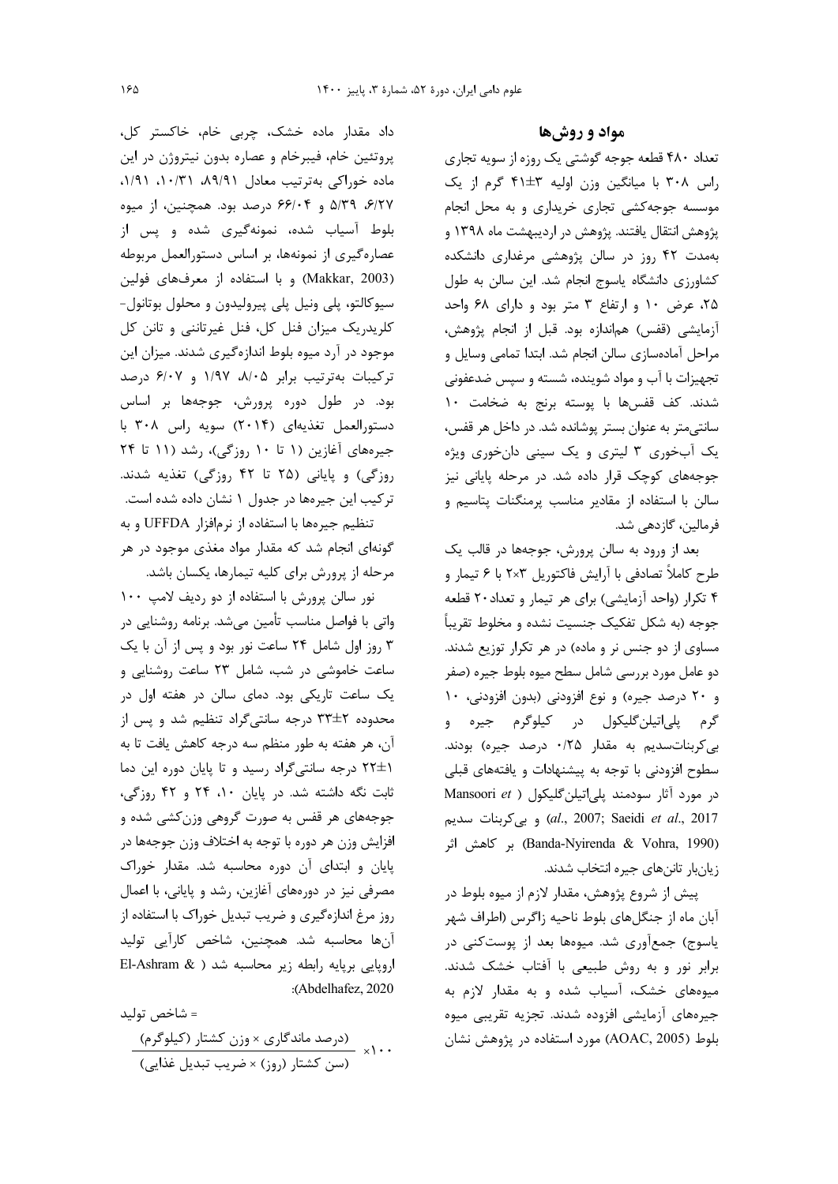## مواد و روش‌ها

تعداد ۴۸۰ قطعه جوجه گوشتی یک روزه از سویه تجاری راس ۳۰۸ با میانگین وزن اولیه ۳±۴۱ گرم از یک موسسه جوجه‌کشی تجاری خریداری و به محل انجام پژوهش انتقال یافتند. پژوهش در اردیبهشت ماه ۱۳۹۸ و به‌مدت ۴۲ روز در سالن پژوهشی مرغداری دانشکده کشاورزی دانشگاه یاسوج انجام شد. این سالن به طول ۲۵، عرض ۱۰ و ارتفاع ۳ متر بود و دارای ۶۸ واحد آزمایشی (قفس) هم‌اندازه بود. قبل از انجام پژوهش، مراحل آماده‌سازی سالن انجام شد. ابتدا تمامی وسایل و تجهیزات با آب و مواد شوینده، شسته و سپس ضدعفونی شدند. کف قفس‌ها با پوسته برنج به ضخامت ۱۰ سانتی‌متر به عنوان بستر پوشانده شد. در داخل هر قفس، یک آبخوری ۳ لیتری و یک سینی دان‌خوری ویژه جوجه‌های کوچک قرار داده شد. در مرحله پایانی نیز سالن با استفاده از مقادیر مناسب پرمنگنات پتاسیم و فرمالین، گازدهی شد.

بعد از ورود به سالن پرورش، جوجه‌ها در قالب یک طرح کاملاً تصادفی با آرایش فاکتوریل ۳×۲ با ۶ تیمار و ۴ تکرار (واحد آزمایشی) برای هر تیمار و تعداد ۲۰ قطعه جوجه (به شکل تفکیک جنسیت نشده و مخلوط تقریباً مساوی از دو جنس نر و ماده) در هر تکرار توزیع شدند. دو عامل مورد بررسی شامل سطح میوه بلوط جیره (صفر و ۲۰ درصد جیره) و نوع افزودنی (بدون افزودنی، ۱۰ گرم پلی‌اتیلن‌گلیکول در کیلوگرم جیره و بی‌کربنات‌سدیم به مقدار ۰/۲۵ درصد جیره) بودند. سطوح افزودنی با توجه به پیشنهادات و یافته‌های قبلی در مورد آثار سودمند پلی‌اتیلن‌گلیکول (Mansoori *et al*., 2007; Saeidi *et al*., 2017) و بی‌کربنات سدیم (Banda-Nyirenda & Vohra, 1990) بر کاهش اثر زیان‌بار تانن‌های جیره انتخاب شدند.

پیش از شروع پژوهش، مقدار لازم از میوه بلوط در آبان ماه از جنگل‌های بلوط ناحیه زاگرس (اطراف شهر یاسوج) جمع‌آوری شد. میوه‌ها بعد از پوست‌کنی در برابر نور و به روش طبیعی با آفتاب خشک شدند. میوه‌های خشک، آسیاب شده و به مقدار لازم به جیره‌های آزمایشی افزوده شدند. تجزیه تقریبی میوه بلوط (AOAC, 2005) مورد استفاده در پژوهش نشان داد مقدار ماده خشک، چربی خام، خاکستر کل، پروتئین خام، فیبرخام و عصاره بدون نیتروژن در این ماده خوراکی به‌ترتیب معادل ۸۹/۹۱، ۱۰/۳۱، ۱/۹۱، ۶/۲۷، ۵/۳۹ و ۶۶/۰۴ درصد بود. همچنین، از میوه بلوط آسیاب شده، نمونه‌گیری شده و پس از عصاره‌گیری از نمونه‌ها، بر اساس دستورالعمل مربوطه (Makkar, 2003) و با استفاده از معرف‌های فولین سیوکالتو، پلی ونیل پلی پیرولیدون و محلول بوتانول-کلریدریک میزان فنل کل، فنل غیرتاننی و تانن کل موجود در آرد میوه بلوط اندازه‌گیری شدند. میزان این ترکیبات به‌ترتیب برابر ۸/۰۵، ۱/۹۷ و ۶/۰۷ درصد بود. در طول دوره پرورش، جوجه‌ها بر اساس دستورالعمل تغذیه‌ای (۲۰۱۴) سویه راس ۳۰۸ با جیره‌های آغازین (۱ تا ۱۰ روزگی)، رشد (۱۱ تا ۲۴ روزگی) و پایانی (۲۵ تا ۴۲ روزگی) تغذیه شدند. ترکیب این جیره‌ها در جدول ۱ نشان داده شده است.

تنظیم جیره‌ها با استفاده از نرم‌افزار UFFDA و به گونه‌ای انجام شد که مقدار مواد مغذی موجود در هر مرحله از پرورش برای کلیه تیمارها، یکسان باشد.

نور سالن پرورش با استفاده از دو ردیف لامپ ۱۰۰ واتی با فواصل مناسب تأمین می‌شد. برنامه روشنایی در ۳ روز اول شامل ۲۴ ساعت نور بود و پس از آن با یک ساعت خاموشی در شب، شامل ۲۳ ساعت روشنایی و یک ساعت تاریکی بود. دمای سالن در هفته اول در محدوده ۲±۳۳ درجه سانتی‌گراد تنظیم شد و پس از آن، هر هفته به طور منظم سه درجه کاهش یافت تا به ۱±۲۲ درجه سانتی‌گراد رسید و تا پایان دوره این دما ثابت نگه داشته شد. در پایان ۱۰، ۲۴ و ۴۲ روزگی، جوجه‌های هر قفس به صورت گروهی وزن‌کشی شده و افزایش وزن هر دوره با توجه به اختلاف وزن جوجه‌ها در پایان و ابتدای آن دوره محاسبه شد. مقدار خوراک مصرفی نیز در دوره‌های آغازین، رشد و پایانی، با اعمال روز مرغ اندازه‌گیری و ضریب تبدیل خوراک با استفاده از آن‌ها محاسبه شد. همچنین، شاخص کارآیی تولید اروپایی برپایه رابطه زیر محاسبه شد (El-Ashram & Abdelhafez, 2020):

$$\text{شاخص تولید} = \frac{\text{(درصد ماندگاری} \times \text{وزن کشتار (کیلوگرم))}}{\text{(سن کشتار (روز)} \times \text{ضریب تبدیل غذایی)}} \times 100$$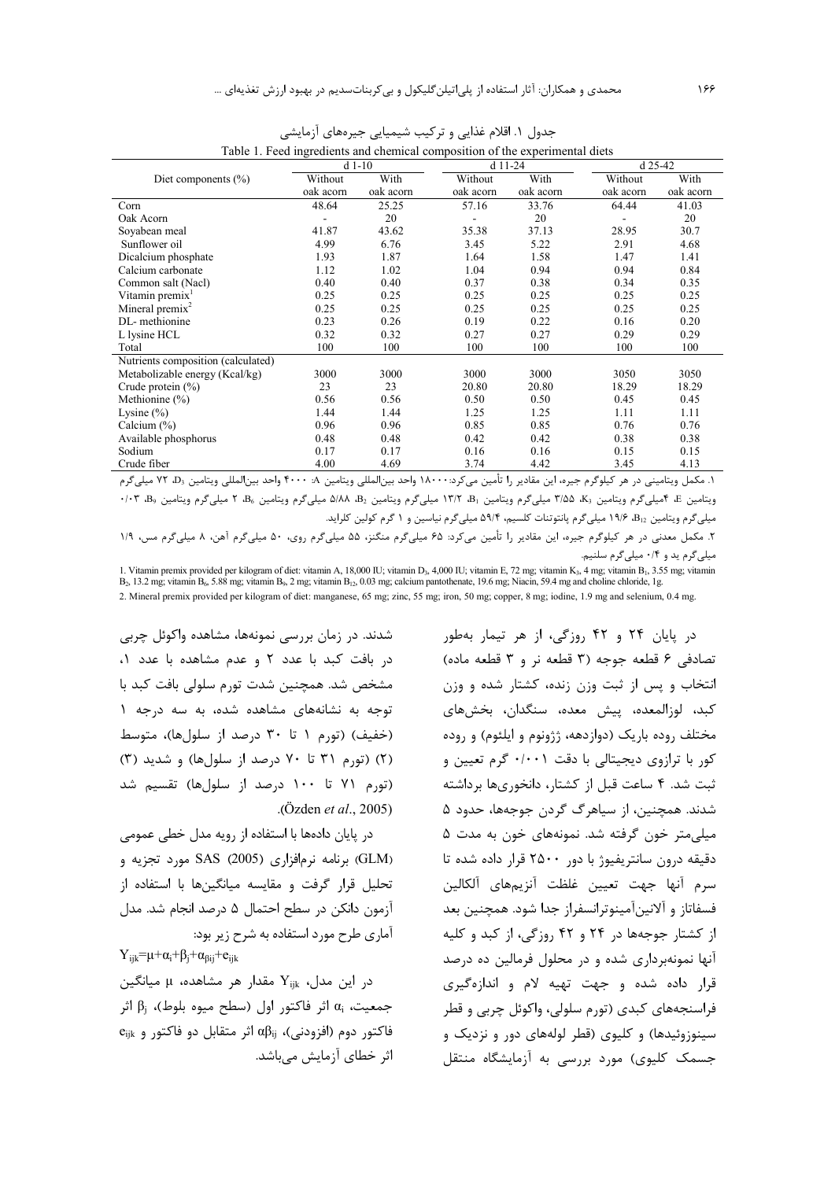جدول ۱. اقلام غذایی و ترکیب شیمیایی جیره‌های آزمایشی

Table 1. Feed ingredients and chemical composition of the experimental diets

| Diet components (%) | d 1-10 | | d 11-24 | | d 25-42 | |
|---|---|---|---|---|---|---|
| | Without oak acorn | With oak acorn | Without oak acorn | With oak acorn | Without oak acorn | With oak acorn |
| Corn | 48.64 | 25.25 | 57.16 | 33.76 | 64.44 | 41.03 |
| Oak Acorn | - | 20 | - | 20 | - | 20 |
| Soyabean meal | 41.87 | 43.62 | 35.38 | 37.13 | 28.95 | 30.7 |
| Sunflower oil | 4.99 | 6.76 | 3.45 | 5.22 | 2.91 | 4.68 |
| Dicalcium phosphate | 1.93 | 1.87 | 1.64 | 1.58 | 1.47 | 1.41 |
| Calcium carbonate | 1.12 | 1.02 | 1.04 | 0.94 | 0.94 | 0.84 |
| Common salt (Nacl) | 0.40 | 0.40 | 0.37 | 0.38 | 0.34 | 0.35 |
| Vitamin premix[1] | 0.25 | 0.25 | 0.25 | 0.25 | 0.25 | 0.25 |
| Mineral premix[2] | 0.25 | 0.25 | 0.25 | 0.25 | 0.25 | 0.25 |
| DL- methionine | 0.23 | 0.26 | 0.19 | 0.22 | 0.16 | 0.20 |
| L lysine HCL | 0.32 | 0.32 | 0.27 | 0.27 | 0.29 | 0.29 |
| Total | 100 | 100 | 100 | 100 | 100 | 100 |
| Nutrients composition (calculated) | | | | | | |
| Metabolizable energy (Kcal/kg) | 3000 | 3000 | 3000 | 3000 | 3050 | 3050 |
| Crude protein (%) | 23 | 23 | 20.80 | 20.80 | 18.29 | 18.29 |
| Methionine (%) | 0.56 | 0.56 | 0.50 | 0.50 | 0.45 | 0.45 |
| Lysine (%) | 1.44 | 1.44 | 1.25 | 1.25 | 1.11 | 1.11 |
| Calcium (%) | 0.96 | 0.96 | 0.85 | 0.85 | 0.76 | 0.76 |
| Available phosphorus | 0.48 | 0.48 | 0.42 | 0.42 | 0.38 | 0.38 |
| Sodium | 0.17 | 0.17 | 0.16 | 0.16 | 0.15 | 0.15 |
| Crude fiber | 4.00 | 4.69 | 3.74 | 4.42 | 3.45 | 4.13 |

۱. مکمل ویتامینی در هر کیلوگرم جیره، این مقادیر را تأمین می‌کرد: ۱۸۰۰۰ واحد بین‌المللی ویتامین A، ۴۰۰۰ واحد بین‌المللی ویتامین $D_3$، ۷۲ میلی‌گرم ویتامین E، ۴میلی‌گرم ویتامین $K_3$، ۳/۵۵ میلی‌گرم ویتامین $B_1$، ۱۳/۲ میلی‌گرم ویتامین $B_2$، ۵/۸۸ میلی‌گرم ویتامین $B_6$، ۲ میلی‌گرم ویتامین $B_9$، ۰/۰۳ میلی‌گرم ویتامین $B_{12}$، ۱۹/۶ میلی‌گرم پانتوتنات کلسیم، ۵۹/۴ میلی‌گرم نیاسین و ۱ گرم کولین کلراید.

۲. مکمل معدنی در هر کیلوگرم جیره، این مقادیر را تأمین می‌کرد: ۶۵ میلی‌گرم منگنز، ۵۵ میلی‌گرم روی، ۵۰ میلی‌گرم آهن، ۸ میلی‌گرم مس، ۱/۹ میلی‌گرم ید و ۰/۴ میلی‌گرم سلنیم.

1. Vitamin premix provided per kilogram of diet: vitamin A, 18,000 IU; vitamin $D_3$, 4,000 IU; vitamin E, 72 mg; vitamin $K_3$, 4 mg; vitamin $B_1$, 3.55 mg; vitamin $B_2$, 13.2 mg; vitamin $B_6$, 5.88 mg; vitamin $B_9$, 2 mg; vitamin $B_{12}$, 0.03 mg; calcium pantothenate, 19.6 mg; Niacin, 59.4 mg and choline chloride, 1g.

2. Mineral premix provided per kilogram of diet: manganese, 65 mg; zinc, 55 mg; iron, 50 mg; copper, 8 mg; iodine, 1.9 mg and selenium, 0.4 mg.

در پایان ۲۴ و ۴۲ روزگی، از هر تیمار به‌طور تصادفی ۶ قطعه جوجه (۳ قطعه نر و ۳ قطعه ماده) انتخاب و پس از ثبت وزن زنده، کشتار شده و وزن کبد، لوزالمعده، پیش معده، سنگدان، بخش‌های مختلف روده باریک (دوازدهه، ژژونوم و ایلئوم) و روده کور با ترازوی دیجیتالی با دقت ۰/۰۰۱ گرم تعیین و ثبت شد. ۴ ساعت قبل از کشتار، دانخوری‌ها برداشته شدند. همچنین، از سیاهرگ گردن جوجه‌ها، حدود ۵ میلی‌متر خون گرفته شد. نمونه‌های خون به مدت ۵ دقیقه درون سانتریفیوژ با دور ۲۵۰۰ قرار داده شده تا سرم آنها جهت تعیین غلظت آنزیم‌های آلکالین فسفاتاز و آلانین‌آمینوترانسفراز جدا شود. همچنین بعد از کشتار جوجه‌ها در ۲۴ و ۴۲ روزگی، از کبد و کلیه آنها نمونه‌برداری شده و در محلول فرمالین ده درصد قرار داده شده و جهت تهیه لام و اندازه‌گیری فراسنجه‌های کبدی (تورم سلولی، واکوئل چربی و قطر سینوزوئیدها) و کلیوی (قطر لوله‌های دور و نزدیک و جسمک کلیوی) مورد بررسی به آزمایشگاه منتقل شدند. در زمان بررسی نمونه‌ها، مشاهده واکوئل چربی در بافت کبد با عدد ۲ و عدم مشاهده با عدد ۱، مشخص شد. همچنین شدت تورم سلولی بافت کبد با توجه به نشانه‌های مشاهده شده، به سه درجه ۱ (خفیف) (تورم ۱ تا ۳۰ درصد از سلول‌ها)، متوسط (۲) (تورم ۳۱ تا ۷۰ درصد از سلول‌ها) و شدید (۳) (تورم ۷۱ تا ۱۰۰ درصد از سلول‌ها) تقسیم شد (Özden *et al*., 2005).

در پایان داده‌ها با استفاده از رویه مدل خطی عمومی (GLM) برنامه نرم‌افزاری SAS (2005) مورد تجزیه و تحلیل قرار گرفت و مقایسه میانگین‌ها با استفاده از آزمون دانکن در سطح احتمال ۵ درصد انجام شد. مدل آماری طرح مورد استفاده به شرح زیر بود:

$$Y_{ijk}=\mu+\alpha_i+\beta_j+\alpha_{\beta ij}+e_{ijk}$$

در این مدل، $Y_{ijk}$ مقدار هر مشاهده، $\mu$ میانگین جمعیت، $\alpha_i$ اثر فاکتور اول (سطح میوه بلوط)، $\beta_j$ اثر فاکتور دوم (افزودنی)، $\alpha\beta_{ij}$ اثر متقابل دو فاکتور و $e_{ijk}$ اثر خطای آزمایش می‌باشد.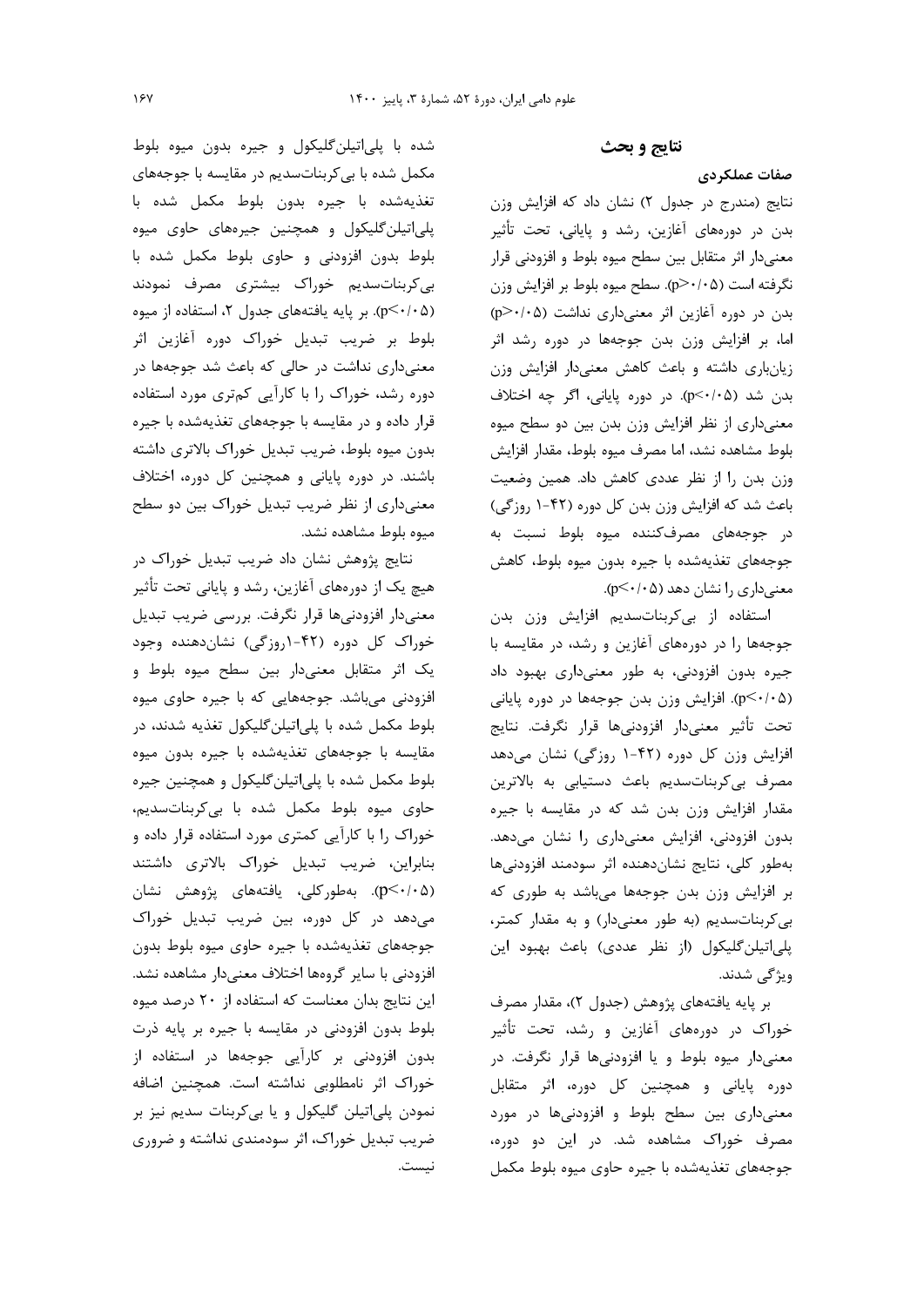## نتایج و بحث

### صفات عملکردی

نتایج (مندرج در جدول ۲) نشان داد که افزایش وزن بدن در دوره‌های آغازین، رشد و پایانی، تحت تأثیر معنی‌دار اثر متقابل بین سطح میوه بلوط و افزودنی قرار نگرفته است ($p>0.05$). سطح میوه بلوط بر افزایش وزن بدن در دوره آغازین اثر معنی‌داری نداشت ($p>0.05$) اما، بر افزایش وزن بدن جوجه‌ها در دوره رشد اثر زیان‌باری داشته و باعث کاهش معنی‌دار افزایش وزن بدن شد ($p<0.05$). در دوره پایانی، اگر چه اختلاف معنی‌داری از نظر افزایش وزن بدن بین دو سطح میوه بلوط مشاهده نشد، اما مصرف میوه بلوط، مقدار افزایش وزن بدن را از نظر عددی کاهش داد. همین وضعیت باعث شد که افزایش وزن بدن کل دوره (۴۲-۱ روزگی) در جوجه‌های مصرف‌کننده میوه بلوط نسبت به جوجه‌های تغذیه‌شده با جیره بدون میوه بلوط، کاهش معنی‌داری را نشان دهد ($p<0.05$).

استفاده از بی‌کربنات‌سدیم افزایش وزن بدن جوجه‌ها را در دوره‌های آغازین و رشد، در مقایسه با جیره بدون افزودنی، به طور معنی‌داری بهبود داد ($p<0.05$). افزایش وزن بدن جوجه‌ها در دوره پایانی تحت تأثیر معنی‌دار افزودنی‌ها قرار نگرفت. نتایج افزایش وزن کل دوره (۴۲-۱ روزگی) نشان می‌دهد مصرف بی‌کربنات‌سدیم باعث دستیابی به بالاترین مقدار افزایش وزن بدن شد که در مقایسه با جیره بدون افزودنی، افزایش معنی‌داری را نشان می‌دهد. به‌طور کلی، نتایج نشان‌دهنده اثر سودمند افزودنی‌ها بر افزایش وزن بدن جوجه‌ها می‌باشد به طوری که بی‌کربنات‌سدیم (به طور معنی‌دار) و به مقدار کمتر، پلی‌اتیلن‌گلیکول (از نظر عددی) باعث بهبود این ویژگی شدند.

بر پایه یافته‌های پژوهش (جدول ۲)، مقدار مصرف خوراک در دوره‌های آغازین و رشد، تحت تأثیر معنی‌دار میوه بلوط و یا افزودنی‌ها قرار نگرفت. در دوره پایانی و همچنین کل دوره، اثر متقابل معنی‌داری بین سطح بلوط و افزودنی‌ها در مورد مصرف خوراک مشاهده شد. در این دو دوره، جوجه‌های تغذیه‌شده با جیره حاوی میوه بلوط مکمل شده با پلی‌اتیلن‌گلیکول و جیره بدون میوه بلوط مکمل شده با بی‌کربنات‌سدیم در مقایسه با جوجه‌های تغذیه‌شده با جیره بدون بلوط مکمل شده با پلی‌اتیلن‌گلیکول و همچنین جیره‌های حاوی میوه بلوط بدون افزودنی و حاوی بلوط مکمل شده با بی‌کربنات‌سدیم خوراک بیشتری مصرف نمودند ($p<0.05$). بر پایه یافته‌های جدول ۲، استفاده از میوه بلوط بر ضریب تبدیل خوراک دوره آغازین اثر معنی‌داری نداشت در حالی که باعث شد جوجه‌ها در دوره رشد، خوراک را با کارآیی کم‌تری مورد استفاده قرار داده و در مقایسه با جوجه‌های تغذیه‌شده با جیره بدون میوه بلوط، ضریب تبدیل خوراک بالاتری داشته باشند. در دوره پایانی و همچنین کل دوره، اختلاف معنی‌داری از نظر ضریب تبدیل خوراک بین دو سطح میوه بلوط مشاهده نشد.

نتایج پژوهش نشان داد ضریب تبدیل خوراک در هیچ یک از دوره‌های آغازین، رشد و پایانی تحت تأثیر معنی‌دار افزودنی‌ها قرار نگرفت. بررسی ضریب تبدیل خوراک کل دوره (۴۲-۱روزگی) نشان‌دهنده وجود یک اثر متقابل معنی‌دار بین سطح میوه بلوط و افزودنی می‌باشد. جوجه‌هایی که با جیره حاوی میوه بلوط مکمل شده با پلی‌اتیلن‌گلیکول تغذیه شدند، در مقایسه با جوجه‌های تغذیه‌شده با جیره بدون میوه بلوط مکمل شده با پلی‌اتیلن‌گلیکول و همچنین جیره حاوی میوه بلوط مکمل شده با بی‌کربنات‌سدیم، خوراک را با کارآیی کمتری مورد استفاده قرار داده و بنابراین، ضریب تبدیل خوراک بالاتری داشتند ($p<0.05$). به‌طورکلی، یافته‌های پژوهش نشان می‌دهد در کل دوره، بین ضریب تبدیل خوراک جوجه‌های تغذیه‌شده با جیره حاوی میوه بلوط بدون افزودنی با سایر گروه‌ها اختلاف معنی‌دار مشاهده نشد. این نتایج بدان معناست که استفاده از ۲۰ درصد میوه بلوط بدون افزودنی در مقایسه با جیره بر پایه ذرت بدون افزودنی بر کارآیی جوجه‌ها در استفاده از خوراک اثر نامطلوبی نداشته است. همچنین اضافه نمودن پلی‌اتیلن گلیکول و یا بی‌کربنات سدیم نیز بر ضریب تبدیل خوراک، اثر سودمندی نداشته و ضروری نیست.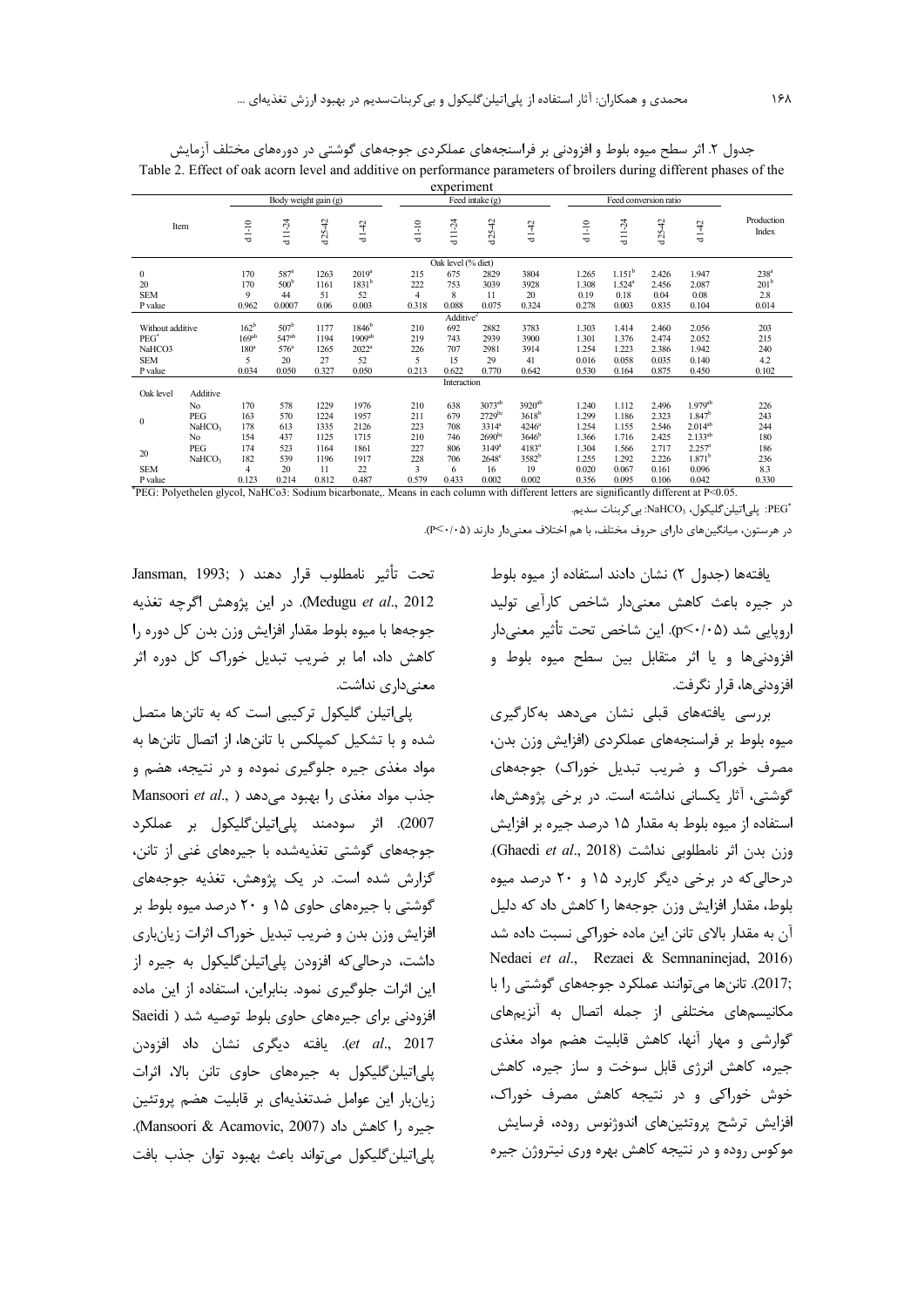جدول ۲. اثر سطح میوه بلوط و افزودنی بر فراسنجه‌های عملکردی جوجه‌های گوشتی در دوره‌های مختلف آزمایش

Table 2. Effect of oak acorn level and additive on performance parameters of broilers during different phases of the experiment

| Item | | Body weight gain (g) | | | | Feed intake (g) | | | | Feed conversion ratio | | | | Production Index |
|---|---|---|---|---|---|---|---|---|---|---|---|---|---|---|
| | | d 1-10 | d 11-24 | d 25-42 | d 1-42 | d 1-10 | d 11-24 | d 25-42 | d 1-42 | d 1-10 | d 11-24 | d 25-42 | d 1-42 | |
| **Oak level (% diet)** | | | | | | | | | | | | | | |
| 0 | | 170 | 587[a] | 1263 | 2019[a] | 215 | 675 | 2829 | 3804 | 1.265 | 1.151[b] | 2.426 | 1.947 | 238[a] |
| 20 | | 170 | 500[b] | 1161 | 1831[b] | 222 | 753 | 3039 | 3928 | 1.308 | 1.524[a] | 2.456 | 2.087 | 201[b] |
| SEM | | 9 | 44 | 51 | 52 | 4 | 8 | 11 | 20 | 0.19 | 0.18 | 0.04 | 0.08 | 2.8 |
| P value | | 0.962 | 0.0007 | 0.06 | 0.003 | 0.318 | 0.088 | 0.075 | 0.324 | 0.278 | 0.003 | 0.835 | 0.104 | 0.014 |
| **Additive[*]** | | | | | | | | | | | | | | |
| Without additive | | 162[b] | 507[b] | 1177 | 1846[b] | 210 | 692 | 2882 | 3783 | 1.303 | 1.414 | 2.460 | 2.056 | 203 |
| PEG[*] | | 169[ab] | 547[ab] | 1194 | 1909[ab] | 219 | 743 | 2939 | 3900 | 1.301 | 1.376 | 2.474 | 2.052 | 215 |
| NaHCO3 | | 180[a] | 576[a] | 1265 | 2022[a] | 226 | 707 | 2981 | 3914 | 1.254 | 1.223 | 2.386 | 1.942 | 240 |
| SEM | | 5 | 20 | 27 | 52 | 5 | 15 | 29 | 41 | 0.016 | 0.058 | 0.035 | 0.140 | 4.2 |
| P value | | 0.034 | 0.050 | 0.327 | 0.050 | 0.213 | 0.622 | 0.770 | 0.642 | 0.530 | 0.164 | 0.875 | 0.450 | 0.102 |
| **Interaction** | | | | | | | | | | | | | | |
| Oak level | Additive | | | | | | | | | | | | | |
| 0 | No | 170 | 578 | 1229 | 1976 | 210 | 638 | 3073[ab] | 3920[ab] | 1.240 | 1.112 | 2.496 | 1.979[ab] | 226 |
| | PEG | 163 | 570 | 1224 | 1957 | 211 | 679 | 2729[bc] | 3618[b] | 1.299 | 1.186 | 2.323 | 1.847[b] | 243 |
| | $NaHCO_3$ | 178 | 613 | 1335 | 2126 | 223 | 708 | 3314[a] | 4246[a] | 1.254 | 1.155 | 2.546 | 2.014[ab] | 244 |
| 20 | No | 154 | 437 | 1125 | 1715 | 210 | 746 | 2690[bc] | 3646[b] | 1.366 | 1.716 | 2.425 | 2.133[ab] | 180 |
| | PEG | 174 | 523 | 1164 | 1861 | 227 | 806 | 3149[a] | 4183[a] | 1.304 | 1.566 | 2.717 | 2.257[a] | 186 |
| | $NaHCO_3$ | 182 | 539 | 1196 | 1917 | 228 | 706 | 2648[c] | 3582[b] | 1.255 | 1.292 | 2.226 | 1.871[b] | 236 |
| SEM | | 4 | 20 | 11 | 22 | 3 | 6 | 16 | 19 | 0.020 | 0.067 | 0.161 | 0.096 | 8.3 |
| P value | | 0.123 | 0.214 | 0.812 | 0.487 | 0.579 | 0.433 | 0.002 | 0.002 | 0.356 | 0.095 | 0.106 | 0.042 | 0.330 |

[*]PEG: Polyethelen glycol, NaHCo3: Sodium bicarbonate,. Means in each column with different letters are significantly different at P<0.05.

[*]PEG: پلی‌اتیلن گلیکول، $NaHCO_3$: بی‌کربنات سدیم.

در هرستون، میانگین‌های دارای حروف مختلف، با هم اختلاف معنی‌دار دارند (P<۰/۰۵).

یافته‌ها (جدول ۲) نشان دادند استفاده از میوه بلوط در جیره باعث کاهش معنی‌دار شاخص کارآیی تولید اروپایی شد (p<۰/۰۵). این شاخص تحت تأثیر معنی‌دار افزودنی‌ها و یا اثر متقابل بین سطح میوه بلوط و افزودنی‌ها، قرار نگرفت.

بررسی یافته‌های قبلی نشان می‌دهد به‌کارگیری میوه بلوط بر فراسنجه‌های عملکردی (افزایش وزن بدن، مصرف خوراک و ضریب تبدیل خوراک) جوجه‌های گوشتی، آثار یکسانی نداشته است. در برخی پژوهش‌ها، استفاده از میوه بلوط به مقدار ۱۵ درصد جیره بر افزایش وزن بدن اثر نامطلوبی نداشت (Ghaedi *et al*., 2018). درحالی‌که در برخی دیگر کاربرد ۱۵ و ۲۰ درصد میوه بلوط، مقدار افزایش وزن جوجه‌ها را کاهش داد که دلیل آن به مقدار بالای تانن این ماده خوراکی نسبت داده شد (Nedaei *et al*., Rezaei & Semnaninejad, 2016; 2017). تانن‌ها می‌توانند عملکرد جوجه‌های گوشتی را با مکانیسم‌های مختلفی از جمله اتصال به آنزیم‌های گوارشی و مهار آنها، کاهش قابلیت هضم مواد مغذی جیره، کاهش انرژی قابل سوخت و ساز جیره، کاهش خوش خوراکی و در نتیجه کاهش مصرف خوراک، افزایش ترشح پروتئین‌های اندوژنوس روده، فرسایش موکوس روده و در نتیجه کاهش بهره وری نیتروژن جیره تحت تأثیر نامطلوب قرار دهند (Jansman, 1993; Medugu *et al*., 2012). در این پژوهش اگرچه تغذیه جوجه‌ها با میوه بلوط مقدار افزایش وزن بدن کل دوره را کاهش داد، اما بر ضریب تبدیل خوراک کل دوره اثر معنی‌داری نداشت.

پلی‌اتیلن گلیکول ترکیبی است که به تانن‌ها متصل شده و با تشکیل کمپلکس با تانن‌ها، از اتصال تانن‌ها به مواد مغذی جیره جلوگیری نموده و در نتیجه، هضم و جذب مواد مغذی را بهبود می‌دهد (Mansoori *et al*., 2007). اثر سودمند پلی‌اتیلن‌گلیکول بر عملکرد جوجه‌های گوشتی تغذیه‌شده با جیره‌های غنی از تانن، گزارش شده است. در یک پژوهش، تغذیه جوجه‌های گوشتی با جیره‌های حاوی ۱۵ و ۲۰ درصد میوه بلوط بر افزایش وزن بدن و ضریب تبدیل خوراک اثرات زیان‌باری داشت، درحالی‌که افزودن پلی‌اتیلن‌گلیکول به جیره از این اثرات جلوگیری نمود. بنابراین، استفاده از این ماده افزودنی برای جیره‌های حاوی بلوط توصیه شد (Saeidi *et al*., 2017). یافته دیگری نشان داد افزودن پلی‌اتیلن‌گلیکول به جیره‌های حاوی تانن بالا، اثرات زیان‌بار این عوامل ضدتغذیه‌ای بر قابلیت هضم پروتئین جیره را کاهش داد (Mansoori & Acamovic, 2007). پلی‌اتیلن‌گلیکول می‌تواند باعث بهبود توان جذب بافت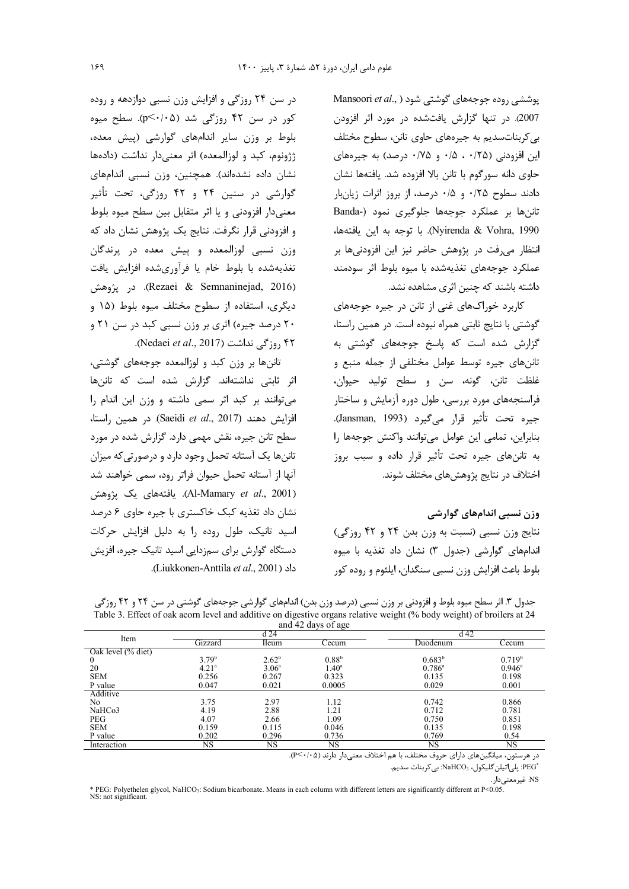پوششی روده جوجه‌های گوشتی شود (Mansoori *et al*., 2007). در تنها گزارش یافت‌شده در مورد اثر افزودن بی‌کربنات‌سدیم به جیره‌های حاوی تانن، سطوح مختلف این افزودنی (۰/۲۵ ، ۰/۵ و ۰/۷۵ درصد) به جیره‌های حاوی دانه سورگوم با تانن بالا افزوده شد. یافته‌ها نشان دادند سطوح ۰/۲۵ و ۰/۵ درصد، از بروز اثرات زیان‌بار تانن‌ها بر عملکرد جوجه‌ها جلوگیری نمود (Banda-Nyirenda & Vohra, 1990). با توجه به این یافته‌ها، انتظار می‌رفت در پژوهش حاضر نیز این افزودنی‌ها بر عملکرد جوجه‌های تغذیه‌شده با میوه بلوط اثر سودمند داشته باشند که چنین اثری مشاهده نشد.

کاربرد خوراک‌های غنی از تانن در جیره جوجه‌های گوشتی با نتایج ثابتی همراه نبوده است. در همین راستا، گزارش شده است که پاسخ جوجه‌های گوشتی به تانن‌های جیره توسط عوامل مختلفی از جمله منبع و غلظت تانن، گونه، سن و سطح تولید حیوان، فراسنجه‌های مورد بررسی، طول دوره آزمایش و ساختار جیره تحت تأثیر قرار می‌گیرد (Jansman, 1993). بنابراین، تمامی این عوامل می‌توانند واکنش جوجه‌ها را به تانن‌های جیره تحت تأثیر قرار داده و سبب بروز اختلاف در نتایج پژوهش‌های مختلف شوند.

## وزن نسبی اندام‌های گوارشی

نتایج وزن نسبی (نسبت به وزن بدن ۲۴ و ۴۲ روزگی) اندام‌های گوارشی (جدول ۳) نشان داد تغذیه با میوه بلوط باعث افزایش وزن نسبی سنگدان، ایلئوم و روده کور در سن ۲۴ روزگی و افزایش وزن نسبی دوازدهه و روده کور در سن ۴۲ روزگی شد ($p<0.05$). سطح میوه بلوط بر وزن سایر اندام‌های گوارشی (پیش معده، ژژونوم، کبد و لوزالمعده) اثر معنی‌دار نداشت (داده‌ها نشان داده نشده‌اند). همچنین، وزن نسبی اندام‌های گوارشی در سنین ۲۴ و ۴۲ روزگی، تحت تأثیر معنی‌دار افزودنی و یا اثر متقابل بین سطح میوه بلوط و افزودنی قرار نگرفت. نتایج یک پژوهش نشان داد که وزن نسبی لوزالمعده و پیش معده در پرندگان تغذیه‌شده با بلوط خام یا فرآوری‌شده افزایش یافت (Rezaei & Semnaninejad, 2016). در پژوهش دیگری، استفاده از سطوح مختلف میوه بلوط (۱۵ و ۲۰ درصد جیره) اثری بر وزن نسبی کبد در سن ۲۱ و ۴۲ روزگی نداشت (Nedaei *et al*., 2017).

تانن‌ها بر وزن کبد و لوزالمعده جوجه‌های گوشتی، اثر ثابتی نداشته‌اند. گزارش شده است که تانن‌ها می‌توانند بر کبد اثر سمی داشته و وزن این اندام را افزایش دهند (Saeidi *et al*., 2017). در همین راستا، سطح تانن جیره، نقش مهمی دارد. گزارش شده در مورد تانن‌ها یک آستانه تحمل وجود دارد و درصورتی‌که میزان آنها از آستانه تحمل حیوان فراتر رود، سمی خواهند شد (Al-Mamary *et al*., 2001). یافته‌های یک پژوهش نشان داد تغذیه کبک خاکستری با جیره حاوی ۶ درصد اسید تانیک، طول روده را به دلیل افزایش حرکات دستگاه گوارش برای سم‌زدایی اسید تانیک جیره، افزیش داد (Liukkonen-Anttila *et al*., 2001).

جدول ۳. اثر سطح میوه بلوط و افزودنی بر وزن نسبی (درصد وزن بدن) اندام‌های گوارشی جوجه‌های گوشتی در سن ۲۴ و ۴۲ روزگی

Table 3. Effect of oak acorn level and additive on digestive organs relative weight (% body weight) of broilers at 24 and 42 days of age

| Item | d 24 | | | d 42 | |
|---|---|---|---|---|---|
| | Gizzard | Ileum | Cecum | Duodenum | Cecum |
| Oak level (% diet) | | | | | |
| 0 | 3.79[b] | 2.62[b] | 0.88[b] | 0.683[b] | 0.719[b] |
| 20 | 4.21[a] | 3.06[a] | 1.40[a] | 0.786[a] | 0.946[a] |
| SEM | 0.256 | 0.267 | 0.323 | 0.135 | 0.198 |
| P value | 0.047 | 0.021 | 0.0005 | 0.029 | 0.001 |
| Additive | | | | | |
| No | 3.75 | 2.97 | 1.12 | 0.742 | 0.866 |
| NaHCo3 | 4.19 | 2.88 | 1.21 | 0.712 | 0.781 |
| PEG | 4.07 | 2.66 | 1.09 | 0.750 | 0.851 |
| SEM | 0.159 | 0.115 | 0.046 | 0.135 | 0.198 |
| P value | 0.202 | 0.296 | 0.736 | 0.769 | 0.54 |
| Interaction | NS | NS | NS | NS | NS |

در هرستون، میانگین‌های دارای حروف مختلف، با هم اختلاف معنی‌دار دارند ($P<0.05$).

*PEG: پلی‌اتیلن‌گلیکول، $NaHCO_3$: بی‌کربنات سدیم.

NS: غیرمعنی‌دار.

* PEG: Polyethelen glycol, $NaHCO_3$: Sodium bicarbonate. Means in each column with different letters are significantly different at $P<0.05$.
NS: not significant.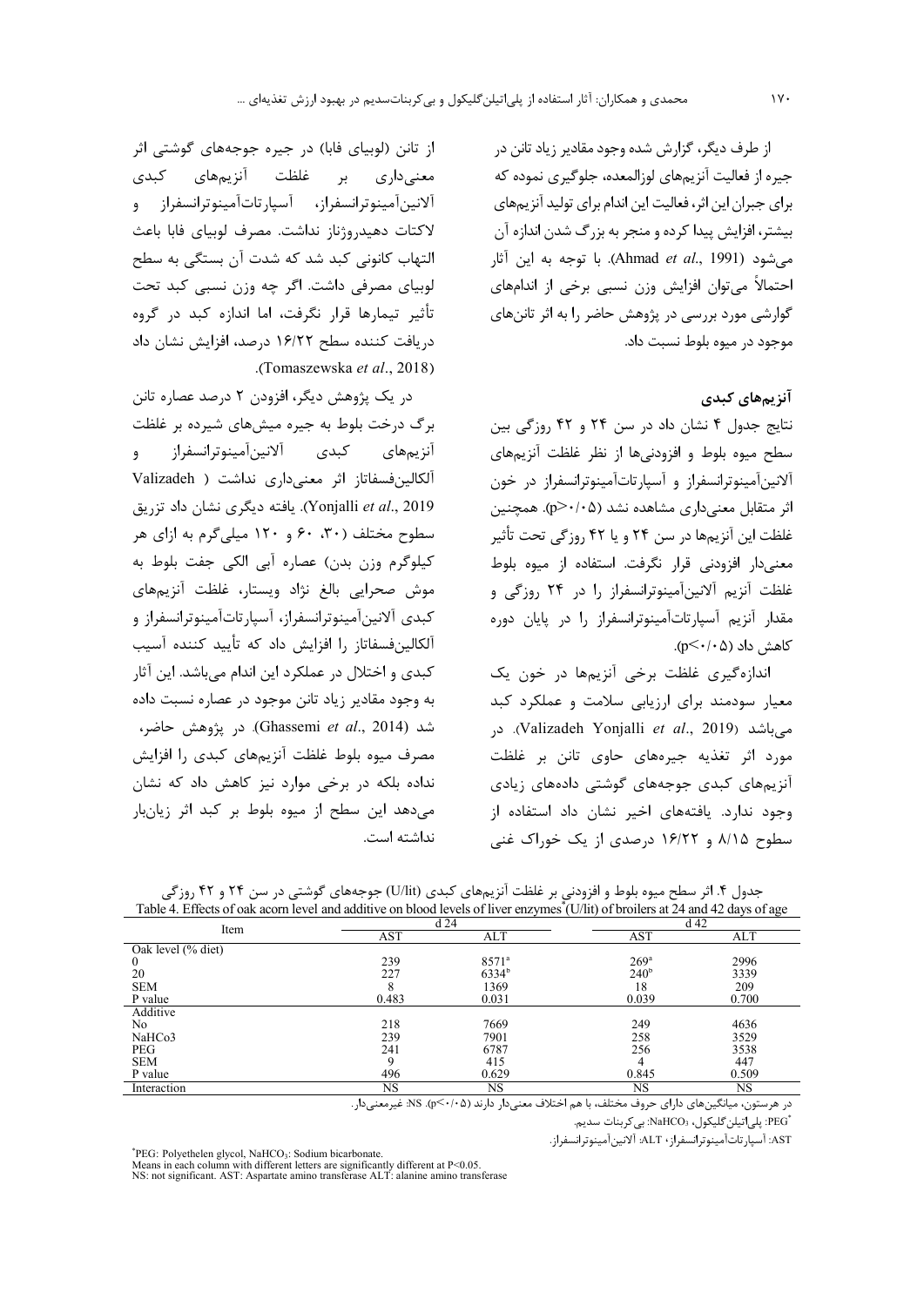از طرف دیگر، گزارش شده وجود مقادیر زیاد تانن در جیره از فعالیت آنزیم‌های لوزالمعده، جلوگیری نموده که برای جبران این اثر، فعالیت این اندام برای تولید آنزیم‌های بیشتر، افزایش پیدا کرده و منجر به بزرگ شدن اندازه آن می‌شود (Ahmad *et al*., 1991). با توجه به این آثار احتمالاً می‌توان افزایش وزن نسبی برخی از اندام‌های گوارشی مورد بررسی در پژوهش حاضر را به اثر تانن‌های موجود در میوه بلوط نسبت داد.

### آنزیم‌های کبدی

نتایج جدول ۴ نشان داد در سن ۲۴ و ۴۲ روزگی بین سطح میوه بلوط و افزودنی‌ها از نظر غلظت آنزیم‌های آلانین‌آمینوترانسفراز و آسپارتات‌آمینوترانسفراز در خون اثر متقابل معنی‌داری مشاهده نشد (p>۰/۰۵). همچنین غلظت این آنزیم‌ها در سن ۲۴ و یا ۴۲ روزگی تحت تأثیر معنی‌دار افزودنی قرار نگرفت. استفاده از میوه بلوط غلظت آنزیم آلانین‌آمینوترانسفراز را در ۲۴ روزگی و مقدار آنزیم آسپارتات‌آمینوترانسفراز را در پایان دوره کاهش داد (p<۰/۰۵).

اندازه‌گیری غلظت برخی آنزیم‌ها در خون یک معیار سودمند برای ارزیابی سلامت و عملکرد کبد می‌باشد (Valizadeh Yonjalli *et al*., 2019). در مورد اثر تغذیه جیره‌های حاوی تانن بر غلظت آنزیم‌های کبدی جوجه‌های گوشتی داده‌های زیادی وجود ندارد. یافته‌های اخیر نشان داد استفاده از سطوح ۸/۱۵ و ۱۶/۲۲ درصدی از یک خوراک غنی از تانن (لوبیای فابا) در جیره جوجه‌های گوشتی اثر معنی‌داری بر غلظت آنزیم‌های کبدی آلانین‌آمینوترانسفراز، آسپارتات‌آمینوترانسفراز و لاکتات دهیدروژناز نداشت. مصرف لوبیای فابا باعث التهاب کانونی کبد شد که شدت آن بستگی به سطح لوبیای مصرفی داشت. اگر چه وزن نسبی کبد تحت تأثیر تیمارها قرار نگرفت، اما اندازه کبد در گروه دریافت کننده سطح ۱۶/۲۲ درصد، افزایش نشان داد (Tomaszewska *et al*., 2018).

در یک پژوهش دیگر، افزودن ۲ درصد عصاره تانن برگ درخت بلوط به جیره میش‌های شیرده بر غلظت آنزیم‌های کبدی آلانین‌آمینوترانسفراز و آلکالین‌فسفاتاز اثر معنی‌داری نداشت (Valizadeh Yonjalli *et al*., 2019). یافته دیگری نشان داد تزریق سطوح مختلف (۳۰، ۶۰ و ۱۲۰ میلی‌گرم به ازای هر کیلوگرم وزن بدن) عصاره آبی الکی جفت بلوط به موش صحرایی بالغ نژاد ویستار، غلظت آنزیم‌های کبدی آلانین‌آمینوترانسفراز، آسپارتات‌آمینوترانسفراز و آلکالین‌فسفاتاز را افزایش داد که تأیید کننده آسیب کبدی و اختلال در عملکرد این اندام می‌باشد. این آثار به وجود مقادیر زیاد تانن موجود در عصاره نسبت داده شد (Ghassemi *et al*., 2014). در پژوهش حاضر، مصرف میوه بلوط غلظت آنزیم‌های کبدی را افزایش نداده بلکه در برخی موارد نیز کاهش داد که نشان می‌دهد این سطح از میوه بلوط بر کبد اثر زیان‌بار نداشته است.

جدول ۴. اثر سطح میوه بلوط و افزودنی بر غلظت آنزیم‌های کبدی (U/lit) جوجه‌های گوشتی در سن ۲۴ و ۴۲ روزگی

Table 4. Effects of oak acorn level and additive on blood levels of liver enzymes (U/lit) of broilers at 24 and 42 days of age

| Item | d 24 | | d 42 | |
|---|---|---|---|---|
| | AST | ALT | AST | ALT |
| Oak level (% diet) | | | | |
| 0 | 239 | 8571[a] | 269[a] | 2996 |
| 20 | 227 | 6334[b] | 240[b] | 3339 |
| SEM | 8 | 1369 | 18 | 209 |
| P value | 0.483 | 0.031 | 0.039 | 0.700 |
| Additive | | | | |
| No | 218 | 7669 | 249 | 4636 |
| NaHCo3 | 239 | 7901 | 258 | 3529 |
| PEG | 241 | 6787 | 256 | 3538 |
| SEM | 9 | 415 | 4 | 447 |
| P value | 496 | 0.629 | 0.845 | 0.509 |
| Interaction | NS | NS | NS | NS |

در هرستون، میانگین‌های دارای حروف مختلف، با هم اختلاف معنی‌دار دارند (p<۰/۰۵). NS: غیرمعنی‌دار.

PEG*: پلی‌اتیلن گلیکول، $NaHCO_3$: بی‌کربنات سدیم.

AST: آسپارتات‌آمینوترانسفراز، ALT: آلانین‌آمینوترانسفراز.

*PEG: Polyethelen glycol, $NaHCO_3$: Sodium bicarbonate.
Means in each column with different letters are significantly different at P<0.05.
NS: not significant. AST: Aspartate amino transferase ALT: alanine amino transferase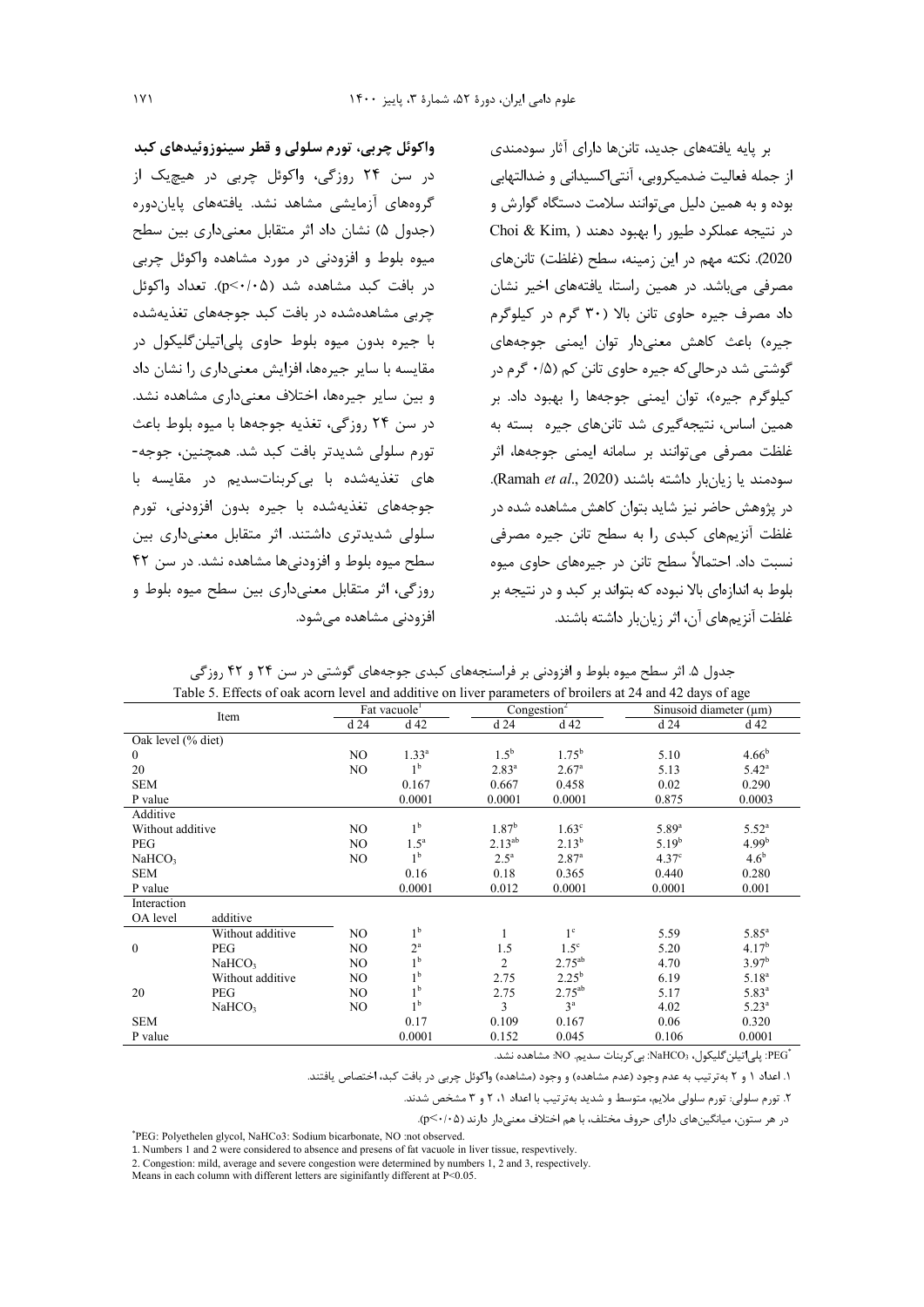بر پایه یافته‌های جدید، تانن‌ها دارای آثار سودمندی از جمله فعالیت ضدمیکروبی، آنتی‌اکسیدانی و ضدالتهابی بوده و به همین دلیل می‌توانند سلامت دستگاه گوارش و در نتیجه عملکرد طیور را بهبود دهند (Choi & Kim, 2020). نکته مهم در این زمینه، سطح (غلظت) تانن‌های مصرفی می‌باشد. در همین راستا، یافته‌های اخیر نشان داد مصرف جیره حاوی تانن بالا (۳۰ گرم در کیلوگرم جیره) باعث کاهش معنی‌دار توان ایمنی جوجه‌های گوشتی شد درحالی‌که جیره حاوی تانن کم (۰/۵ گرم در کیلوگرم جیره)، توان ایمنی جوجه‌ها را بهبود داد. بر همین اساس، نتیجه‌گیری شد تانن‌های جیره بسته به غلظت مصرفی می‌توانند بر سامانه ایمنی جوجه‌ها، اثر سودمند یا زیان‌بار داشته باشند (Ramah *et al*., 2020). در پژوهش حاضر نیز شاید بتوان کاهش مشاهده شده در غلظت آنزیم‌های کبدی را به سطح تانن جیره مصرفی نسبت داد. احتمالاً سطح تانن در جیره‌های حاوی میوه بلوط به اندازه‌ای بالا نبوده که بتواند بر کبد و در نتیجه بر غلظت آنزیم‌های آن، اثر زیان‌بار داشته باشند.

**واکوئل چربی، تورم سلولی و قطر سینوزوئیدهای کبد**

در سن ۲۴ روزگی، واکوئل چربی در هیچ‌یک از گروه‌های آزمایشی مشاهد نشد. یافته‌های پایان‌دوره (جدول ۵) نشان داد اثر متقابل معنی‌داری بین سطح میوه بلوط و افزودنی در مورد مشاهده واکوئل چربی در بافت کبد مشاهده شد (p<۰/۰۵). تعداد واکوئل چربی مشاهده‌شده در بافت کبد جوجه‌های تغذیه‌شده با جیره بدون میوه بلوط حاوی پلی‌اتیلن‌گلیکول در مقایسه با سایر جیره‌ها، افزایش معنی‌داری را نشان داد و بین سایر جیره‌ها، اختلاف معنی‌داری مشاهده نشد. در سن ۲۴ روزگی، تغذیه جوجه‌ها با میوه بلوط باعث تورم سلولی شدیدتر بافت کبد شد. همچنین، جوجه‌های تغذیه‌شده با بی‌کربنات‌سدیم در مقایسه با جوجه‌های تغذیه‌شده با جیره بدون افزودنی، تورم سلولی شدیدتری داشتند. اثر متقابل معنی‌داری بین سطح میوه بلوط و افزودنی‌ها مشاهده نشد. در سن ۴۲ روزگی، اثر متقابل معنی‌داری بین سطح میوه بلوط و افزودنی مشاهده می‌شود.

جدول ۵. اثر سطح میوه بلوط و افزودنی بر فراسنجه‌های کبدی جوجه‌های گوشتی در سن ۲۴ و ۴۲ روزگی

Table 5. Effects of oak acorn level and additive on liver parameters of broilers at 24 and 42 days of age

| Item | | Fat vacuole[1] | | Congestion[2] | | Sinusoid diameter (µm) | |
|---|---|---|---|---|---|---|---|
| | | d 24 | d 42 | d 24 | d 42 | d 24 | d 42 |
| Oak level (% diet) | | | | | | | |
| 0 | | NO | 1.33[a] | 1.5[b] | 1.75[b] | 5.10 | 4.66[b] |
| 20 | | NO | 1[b] | 2.83[a] | 2.67[a] | 5.13 | 5.42[a] |
| SEM | | | 0.167 | 0.667 | 0.458 | 0.02 | 0.290 |
| P value | | | 0.0001 | 0.0001 | 0.0001 | 0.875 | 0.0003 |
| Additive | | | | | | | |
| Without additive | | NO | 1[b] | 1.87[b] | 1.63[c] | 5.89[a] | 5.52[a] |
| PEG | | NO | 1.5[a] | 2.13[ab] | 2.13[b] | 5.19[b] | 4.99[b] |
| $NaHCO_3$ | | NO | 1[b] | 2.5[a] | 2.87[a] | 4.37[c] | 4.6[b] |
| SEM | | | 0.16 | 0.18 | 0.365 | 0.440 | 0.280 |
| P value | | | 0.0001 | 0.012 | 0.0001 | 0.0001 | 0.001 |
| Interaction | | | | | | | |
| OA level | additive | | | | | | |
| 0 | Without additive | NO | 1[b] | 1 | 1[c] | 5.59 | 5.85[a] |
| | PEG | NO | 2[a] | 1.5 | 1.5[c] | 5.20 | 4.17[b] |
| | $NaHCO_3$ | NO | 1[b] | 2 | 2.75[ab] | 4.70 | 3.97[b] |
| 20 | Without additive | NO | 1[b] | 2.75 | 2.25[b] | 6.19 | 5.18[a] |
| | PEG | NO | 1[b] | 2.75 | 2.75[ab] | 5.17 | 5.83[a] |
| | $NaHCO_3$ | NO | 1[b] | 3 | 3[a] | 4.02 | 5.23[a] |
| SEM | | | 0.17 | 0.109 | 0.167 | 0.06 | 0.320 |
| P value | | | 0.0001 | 0.152 | 0.045 | 0.106 | 0.0001 |

*PEG: پلی‌اتیلن‌گلیکول، $NaHCO_3$: بی‌کربنات سدیم. NO: مشاهده نشد.

۱. اعداد ۱ و ۲ به‌ترتیب به عدم وجود (عدم مشاهده) و وجود (مشاهده) واکوئل چربی در بافت کبد، اختصاص یافتند.

۲. تورم سلولی: تورم سلولی ملایم، متوسط و شدید به‌ترتیب با اعداد ۱، ۲ و ۳ مشخص شدند.

در هر ستون، میانگین‌های دارای حروف مختلف، با هم اختلاف معنی‌دار دارند (p<۰/۰۵).

*PEG: Polyethelen glycol, NaHCo3: Sodium bicarbonate, NO :not observed.

1. Numbers 1 and 2 were considered to absence and presens of fat vacuole in liver tissue, respevtively.

2. Congestion: mild, average and severe congestion were determined by numbers 1, 2 and 3, respectively.

Means in each column with different letters are siginifantly different at P<0.05.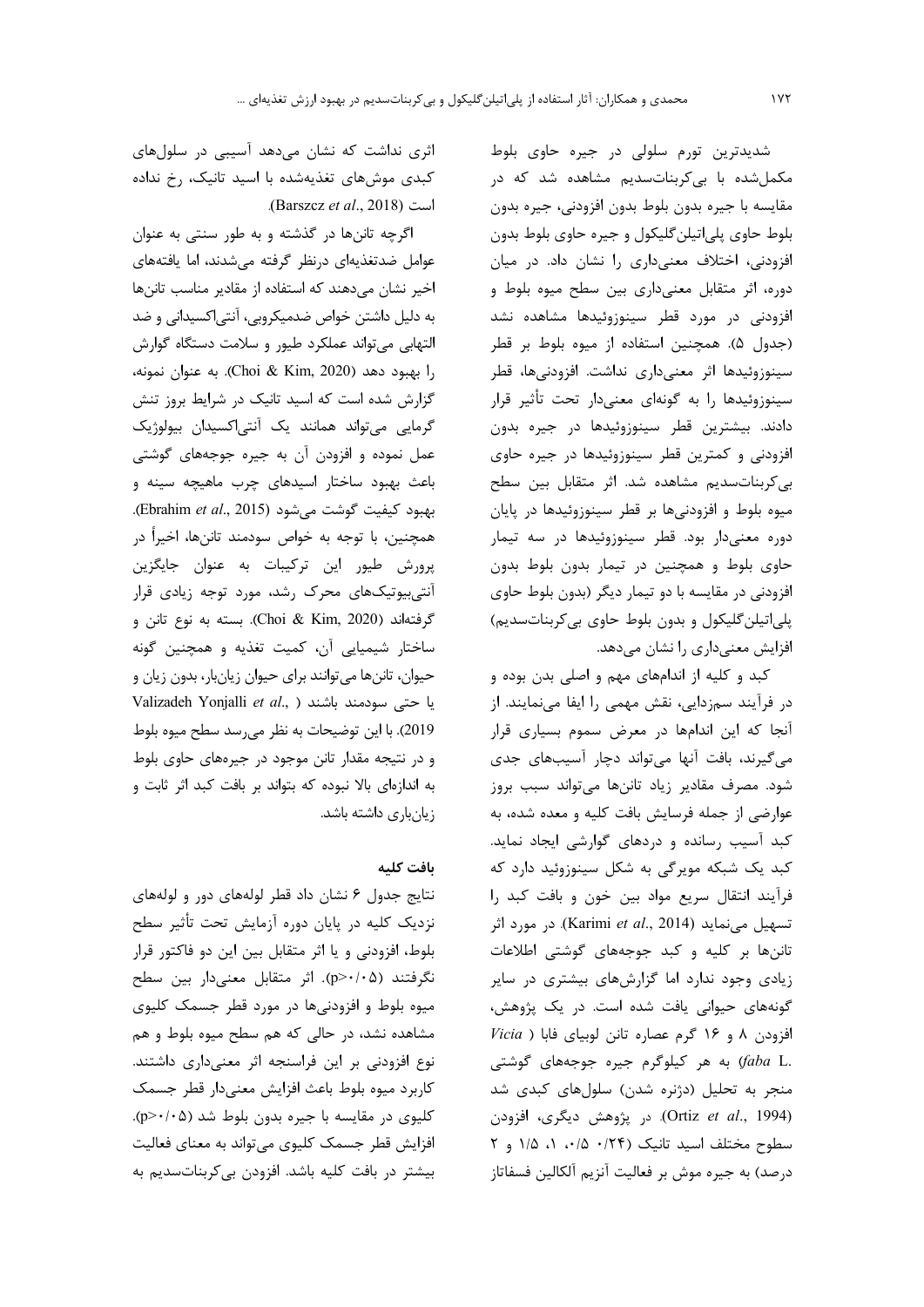شدیدترین تورم سلولی در جیره حاوی بلوط مکمل‌شده با بی‌کربنات‌سدیم مشاهده شد که در مقایسه با جیره بدون بلوط بدون افزودنی، جیره بدون بلوط حاوی پلی‌اتیلن‌گلیکول و جیره حاوی بلوط بدون افزودنی، اختلاف معنی‌داری را نشان داد. در میان دوره، اثر متقابل معنی‌داری بین سطح میوه بلوط و افزودنی در مورد قطر سینوزوئیدها مشاهده نشد (جدول ۵). همچنین استفاده از میوه بلوط بر قطر سینوزوئیدها اثر معنی‌داری نداشت. افزودنی‌ها، قطر سینوزوئیدها را به گونه‌ای معنی‌دار تحت تأثیر قرار دادند. بیشترین قطر سینوزوئیدها در جیره بدون افزودنی و کمترین قطر سینوزوئیدها در جیره حاوی بی‌کربنات‌سدیم مشاهده شد. اثر متقابل بین سطح میوه بلوط و افزودنی‌ها بر قطر سینوزوئیدها در پایان دوره معنی‌دار بود. قطر سینوزوئیدها در سه تیمار حاوی بلوط و همچنین در تیمار بدون بلوط بدون افزودنی در مقایسه با دو تیمار دیگر (بدون بلوط حاوی پلی‌اتیلن‌گلیکول و بدون بلوط حاوی بی‌کربنات‌سدیم) افزایش معنی‌داری را نشان می‌دهد.

کبد و کلیه از اندام‌های مهم و اصلی بدن بوده و در فرآیند سم‌زدایی، نقش مهمی را ایفا می‌نمایند. از آنجا که این اندام‌ها در معرض سموم بسیاری قرار می‌گیرند، بافت آنها می‌تواند دچار آسیب‌های جدی شود. مصرف مقادیر زیاد تانن‌ها می‌تواند سبب بروز عوارضی از جمله فرسایش بافت کلیه و معده شده، به کبد آسیب رسانده و دردهای گوارشی ایجاد نماید. کبد یک شبکه مویرگی به شکل سینوزوئید دارد که فرآیند انتقال سریع مواد بین خون و بافت کبد را تسهیل می‌نماید (Karimi *et al*., 2014). در مورد اثر تانن‌ها بر کلیه و کبد جوجه‌های گوشتی اطلاعات زیادی وجود ندارد اما گزارش‌های بیشتری در سایر گونه‌های حیوانی یافت شده است. در یک پژوهش، افزودن ۸ و ۱۶ گرم عصاره تانن لوبیای فابا (*Vicia faba* L.) به هر کیلوگرم جیره جوجه‌های گوشتی منجر به تحلیل (دژنره شدن) سلول‌های کبدی شد (Ortiz *et al*., 1994). در پژوهش دیگری، افزودن سطوح مختلف اسید تانیک (۰/۲۴، ۰/۵، ۱، ۱/۵ و ۲ درصد) به جیره موش بر فعالیت آنزیم آلکالین فسفاتاز اثری نداشت که نشان می‌دهد آسیبی در سلول‌های کبدی موش‌های تغذیه‌شده با اسید تانیک، رخ نداده است (Barszcz *et al*., 2018).

اگرچه تانن‌ها در گذشته و به طور سنتی به عنوان عوامل ضدتغذیه‌ای درنظر گرفته می‌شدند، اما یافته‌های اخیر نشان می‌دهند که استفاده از مقادیر مناسب تانن‌ها به دلیل داشتن خواص ضدمیکروبی، آنتی‌اکسیدانی و ضد التهابی می‌تواند عملکرد طیور و سلامت دستگاه گوارش را بهبود دهد (Choi & Kim, 2020). به عنوان نمونه، گزارش شده است که اسید تانیک در شرایط بروز تنش گرمایی می‌تواند همانند یک آنتی‌اکسیدان بیولوژیک عمل نموده و افزودن آن به جیره جوجه‌های گوشتی باعث بهبود ساختار اسیدهای چرب ماهیچه سینه و بهبود کیفیت گوشت می‌شود (Ebrahim *et al*., 2015). همچنین، با توجه به خواص سودمند تانن‌ها، اخیراً در پرورش طیور این ترکیبات به عنوان جایگزین آنتی‌بیوتیک‌های محرک رشد، مورد توجه زیادی قرار گرفته‌اند (Choi & Kim, 2020). بسته به نوع تانن و ساختار شیمیایی آن، کمیت تغذیه و همچنین گونه حیوان، تانن‌ها می‌توانند برای حیوان زیان‌بار، بدون زیان و یا حتی سودمند باشند (Valizadeh Yonjalli *et al*., 2019). با این توضیحات به نظر می‌رسد سطح میوه بلوط و در نتیجه مقدار تانن موجود در جیره‌های حاوی بلوط به اندازه‌ای بالا نبوده که بتواند بر بافت کبد اثر ثابت و زیان‌باری داشته باشد.

### بافت کلیه

نتایج جدول ۶ نشان داد قطر لوله‌های دور و لوله‌های نزدیک کلیه در پایان دوره آزمایش تحت تأثیر سطح بلوط، افزودنی و یا اثر متقابل بین این دو فاکتور قرار نگرفتند ($p>0.05$). اثر متقابل معنی‌دار بین سطح میوه بلوط و افزودنی‌ها در مورد قطر جسمک کلیوی مشاهده نشد، در حالی که هم سطح میوه بلوط و هم نوع افزودنی بر این فراسنجه اثر معنی‌داری داشتند. کاربرد میوه بلوط باعث افزایش معنی‌دار قطر جسمک کلیوی در مقایسه با جیره بدون بلوط شد ($p>0.05$). افزایش قطر جسمک کلیوی می‌تواند به معنای فعالیت بیشتر در بافت کلیه باشد. افزودن بی‌کربنات‌سدیم به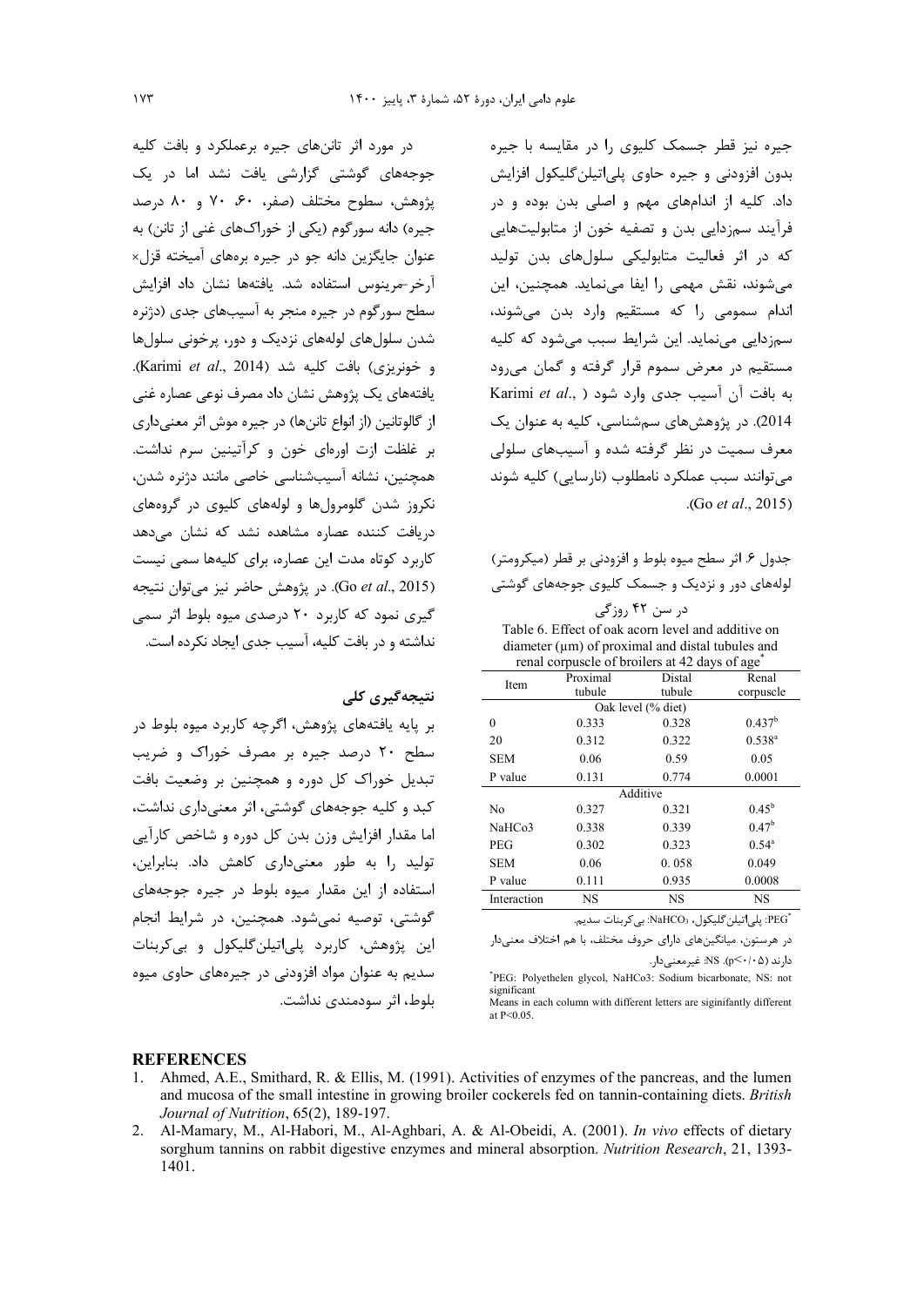جیره نیز قطر جسمک کلیوی را در مقایسه با جیره بدون افزودنی و جیره حاوی پلی‌اتیلن‌گلیکول افزایش داد. کلیه از اندام‌های مهم و اصلی بدن بوده و در فرآیند سم‌زدایی بدن و تصفیه خون از متابولیت‌هایی که در اثر فعالیت متابولیکی سلول‌های بدن تولید می‌شوند، نقش مهمی را ایفا می‌نماید. همچنین، این اندام سمومی را که مستقیم وارد بدن می‌شوند، سم‌زدایی می‌نماید. این شرایط سبب می‌شود که کلیه مستقیم در معرض سموم قرار گرفته و گمان می‌رود به بافت آن آسیب جدی وارد شود (Karimi *et al*., 2014). در پژوهش‌های سم‌شناسی، کلیه به عنوان یک معرف سمیت در نظر گرفته شده و آسیب‌های سلولی می‌توانند سبب عملکرد نامطلوب (نارسایی) کلیه شوند (Go *et al*., 2015).

جدول ۶. اثر سطح میوه بلوط و افزودنی بر قطر (میکرومتر) لوله‌های دور و نزدیک و جسمک کلیوی جوجه‌های گوشتی در سن ۴۲ روزگی

Table 6. Effect of oak acorn level and additive on diameter (µm) of proximal and distal tubules and renal corpuscle of broilers at 42 days of age*

| Item | Proximal tubule | Distal tubule | Renal corpuscle |
|---|---|---|---|
| Oak level (% diet) | | | |
| 0 | 0.333 | 0.328 | $0.437^{b}$ |
| 20 | 0.312 | 0.322 | $0.538^{a}$ |
| SEM | 0.06 | 0.59 | 0.05 |
| P value | 0.131 | 0.774 | 0.0001 |
| Additive | | | |
| No | 0.327 | 0.321 | $0.45^{b}$ |
| NaHCo3 | 0.338 | 0.339 | $0.47^{b}$ |
| PEG | 0.302 | 0.323 | $0.54^{a}$ |
| SEM | 0.06 | 0. 058 | 0.049 |
| P value | 0.111 | 0.935 | 0.0008 |
| Interaction | NS | NS | NS |

*PEG: پلی‌اتیلن‌گلیکول، $NaHCO_3$: بی‌کربنات سدیم.

در هرستون، میانگین‌های دارای حروف مختلف، با هم اختلاف معنی‌دار دارند (p<۰/۰۵). NS: غیرمعنی‌دار.

*PEG: Polyethelen glycol, NaHCo3: Sodium bicarbonate, NS: not significant

Means in each column with different letters are siginifantly different at P<0.05.

در مورد اثر تانن‌های جیره برعملکرد و بافت کلیه جوجه‌های گوشتی گزارشی یافت نشد اما در یک پژوهش، سطوح مختلف (صفر، ۶۰، ۷۰ و ۸۰ درصد جیره) دانه سورگوم (یکی از خوراک‌های غنی از تانن) به عنوان جایگزین دانه جو در جیره بره‌های آمیخته قزل× آرخر-مرینوس استفاده شد. یافته‌ها نشان داد افزایش سطح سورگوم در جیره منجر به آسیب‌های جدی (دژنره شدن سلول‌های لوله‌های نزدیک و دور، پرخونی سلول‌ها و خونریزی) بافت کلیه شد (Karimi *et al*., 2014). یافته‌های یک پژوهش نشان داد مصرف نوعی عصاره غنی از گالوتانین (از انواع تانن‌ها) در جیره موش اثر معنی‌داری بر غلظت ازت اوره‌ای خون و کرآتینین سرم نداشت. همچنین، نشانه آسیب‌شناسی خاصی مانند دژنره شدن، نکروز شدن گلومرول‌ها و لوله‌های کلیوی در گروه‌های دریافت کننده عصاره مشاهده نشد که نشان می‌دهد کاربرد کوتاه مدت این عصاره، برای کلیه‌ها سمی نیست (Go *et al*., 2015). در پژوهش حاضر نیز می‌توان نتیجه گیری نمود که کاربرد ۲۰ درصدی میوه بلوط اثر سمی نداشته و در بافت کلیه، آسیب جدی ایجاد نکرده است.

## نتیجه‌گیری کلی

بر پایه یافته‌های پژوهش، اگرچه کاربرد میوه بلوط در سطح ۲۰ درصد جیره بر مصرف خوراک و ضریب تبدیل خوراک کل دوره و همچنین بر وضعیت بافت کبد و کلیه جوجه‌های گوشتی، اثر معنی‌داری نداشت، اما مقدار افزایش وزن بدن کل دوره و شاخص کارآیی تولید را به طور معنی‌داری کاهش داد. بنابراین، استفاده از این مقدار میوه بلوط در جیره جوجه‌های گوشتی، توصیه نمی‌شود. همچنین، در شرایط انجام این پژوهش، کاربرد پلی‌اتیلن‌گلیکول و بی‌کربنات سدیم به عنوان مواد افزودنی در جیره‌های حاوی میوه بلوط، اثر سودمندی نداشت.

## REFERENCES

1. Ahmed, A.E., Smithard, R. & Ellis, M. (1991). Activities of enzymes of the pancreas, and the lumen and mucosa of the small intestine in growing broiler cockerels fed on tannin-containing diets. *British Journal of Nutrition*, 65(2), 189-197.
2. Al-Mamary, M., Al-Habori, M., Al-Aghbari, A. & Al-Obeidi, A. (2001). *In vivo* effects of dietary sorghum tannins on rabbit digestive enzymes and mineral absorption. *Nutrition Research*, 21, 1393-1401.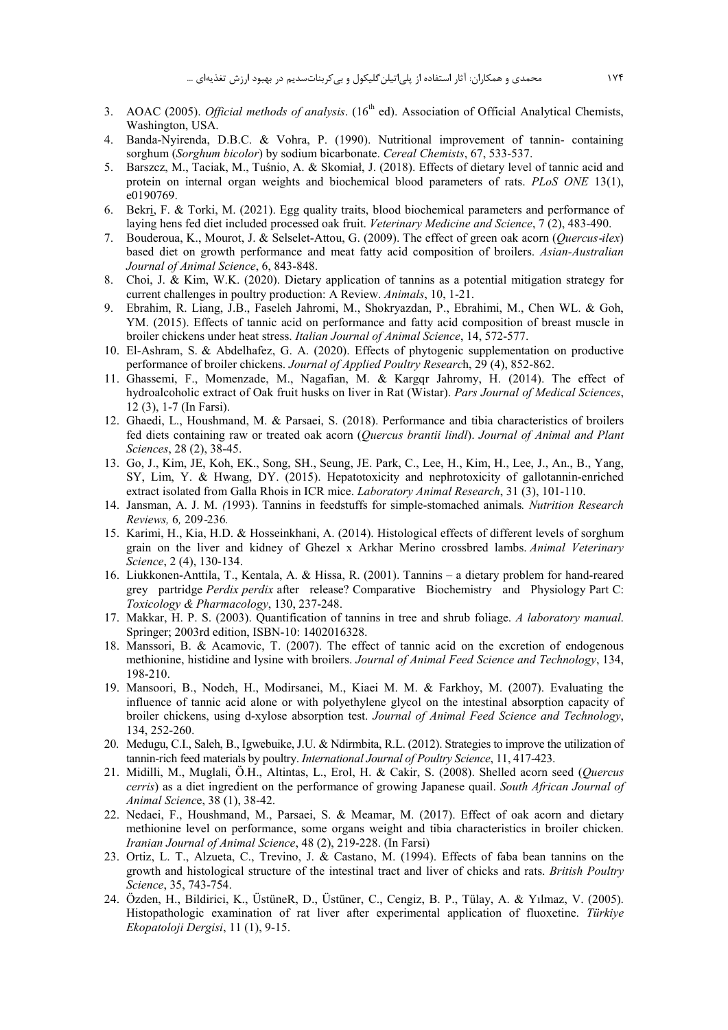3. AOAC (2005). *Official methods of analysis*. (16th ed). Association of Official Analytical Chemists, Washington, USA.
4. Banda-Nyirenda, D.B.C. & Vohra, P. (1990). Nutritional improvement of tannin- containing sorghum (*Sorghum bicolor*) by sodium bicarbonate. *Cereal Chemists*, 67, 533-537.
5. Barszcz, M., Taciak, M., Tuśnio, A. & Skomiał, J. (2018). Effects of dietary level of tannic acid and protein on internal organ weights and biochemical blood parameters of rats. *PLoS ONE* 13(1), e0190769.
6. Bekri, F. & Torki, M. (2021). Egg quality traits, blood biochemical parameters and performance of laying hens fed diet included processed oak fruit. *Veterinary Medicine and Science*, 7 (2), 483-490.
7. Bouderoua, K., Mourot, J. & Selselet-Attou, G. (2009). The effect of green oak acorn (*Quercus-ilex*) based diet on growth performance and meat fatty acid composition of broilers. *Asian-Australian Journal of Animal Science*, 6, 843-848.
8. Choi, J. & Kim, W.K. (2020). Dietary application of tannins as a potential mitigation strategy for current challenges in poultry production: A Review. *Animals*, 10, 1-21.
9. Ebrahim, R. Liang, J.B., Faseleh Jahromi, M., Shokryazdan, P., Ebrahimi, M., Chen WL. & Goh, YM. (2015). Effects of tannic acid on performance and fatty acid composition of breast muscle in broiler chickens under heat stress. *Italian Journal of Animal Science*, 14, 572-577.
10. El-Ashram, S. & Abdelhafez, G. A. (2020). Effects of phytogenic supplementation on productive performance of broiler chickens. *Journal of Applied Poultry Research*, 29 (4), 852-862.
11. Ghassemi, F., Momenzade, M., Nagafian, M. & Kargqr Jahromy, H. (2014). The effect of hydroalcoholic extract of Oak fruit husks on liver in Rat (Wistar). *Pars Journal of Medical Sciences*, 12 (3), 1-7 (In Farsi).
12. Ghaedi, L., Houshmand, M. & Parsaei, S. (2018). Performance and tibia characteristics of broilers fed diets containing raw or treated oak acorn (*Quercus brantii lindl*). *Journal of Animal and Plant Sciences*, 28 (2), 38-45.
13. Go, J., Kim, JE, Koh, EK., Song, SH., Seung, JE. Park, C., Lee, H., Kim, H., Lee, J., An., B., Yang, SY, Lim, Y. & Hwang, DY. (2015). Hepatotoxicity and nephrotoxicity of gallotannin-enriched extract isolated from Galla Rhois in ICR mice. *Laboratory Animal Research*, 31 (3), 101-110.
14. Jansman, A. J. M. (1993). Tannins in feedstuffs for simple-stomached animals. *Nutrition Research Reviews,* 6, 209-236.
15. Karimi, H., Kia, H.D. & Hosseinkhani, A. (2014). Histological effects of different levels of sorghum grain on the liver and kidney of Ghezel x Arkhar Merino crossbred lambs. *Animal Veterinary Science*, 2 (4), 130-134.
16. Liukkonen-Anttila, T., Kentala, A. & Hissa, R. (2001). Tannins – a dietary problem for hand-reared grey partridge *Perdix perdix* after release? Comparative Biochemistry and Physiology Part C: *Toxicology & Pharmacology*, 130, 237-248.
17. Makkar, H. P. S. (2003). Quantification of tannins in tree and shrub foliage. *A laboratory manual.* Springer; 2003rd edition, ISBN-10: 1402016328.
18. Manssori, B. & Acamovic, T. (2007). The effect of tannic acid on the excretion of endogenous methionine, histidine and lysine with broilers. *Journal of Animal Feed Science and Technology*, 134, 198-210.
19. Mansoori, B., Nodeh, H., Modirsanei, M., Kiaei M. M. & Farkhoy, M. (2007). Evaluating the influence of tannic acid alone or with polyethylene glycol on the intestinal absorption capacity of broiler chickens, using d-xylose absorption test. *Journal of Animal Feed Science and Technology*, 134, 252-260.
20. Medugu, C.I., Saleh, B., Igwebuike, J.U. & Ndirmbita, R.L. (2012). Strategies to improve the utilization of tannin-rich feed materials by poultry. *International Journal of Poultry Science*, 11, 417-423.
21. Midilli, M., Muglali, Ö.H., Altintas, L., Erol, H. & Cakir, S. (2008). Shelled acorn seed (*Quercus cerris*) as a diet ingredient on the performance of growing Japanese quail. *South African Journal of Animal Science*, 38 (1), 38-42.
22. Nedaei, F., Houshmand, M., Parsaei, S. & Meamar, M. (2017). Effect of oak acorn and dietary methionine level on performance, some organs weight and tibia characteristics in broiler chicken. *Iranian Journal of Animal Science*, 48 (2), 219-228. (In Farsi)
23. Ortiz, L. T., Alzueta, C., Trevino, J. & Castano, M. (1994). Effects of faba bean tannins on the growth and histological structure of the intestinal tract and liver of chicks and rats. *British Poultry Science*, 35, 743-754.
24. Özden, H., Bildirici, K., ÜstüneR, D., Üstüner, C., Cengiz, B. P., Tülay, A. & Yılmaz, V. (2005). Histopathologic examination of rat liver after experimental application of fluoxetine. *Türkiye Ekopatoloji Dergisi*, 11 (1), 9-15.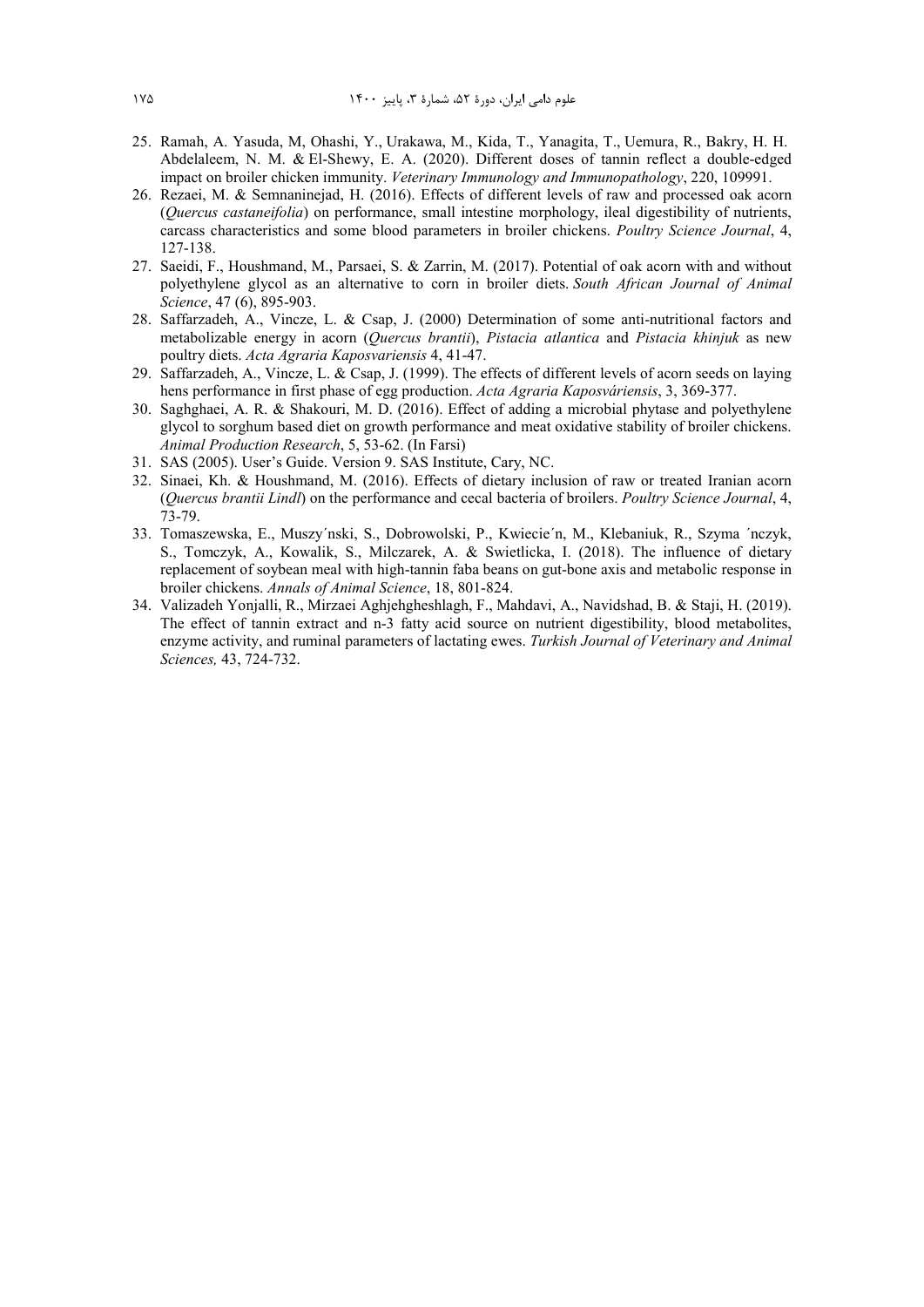25. Ramah, A. Yasuda, M, Ohashi, Y., Urakawa, M., Kida, T., Yanagita, T., Uemura, R., Bakry, H. H. Abdelaleem, N. M. & El-Shewy, E. A. (2020). Different doses of tannin reflect a double-edged impact on broiler chicken immunity. *Veterinary Immunology and Immunopathology*, 220, 109991.
26. Rezaei, M. & Semnaninejad, H. (2016). Effects of different levels of raw and processed oak acorn (*Quercus castaneifolia*) on performance, small intestine morphology, ileal digestibility of nutrients, carcass characteristics and some blood parameters in broiler chickens. *Poultry Science Journal*, 4, 127-138.
27. Saeidi, F., Houshmand, M., Parsaei, S. & Zarrin, M. (2017). Potential of oak acorn with and without polyethylene glycol as an alternative to corn in broiler diets. *South African Journal of Animal Science*, 47 (6), 895-903.
28. Saffarzadeh, A., Vincze, L. & Csap, J. (2000) Determination of some anti-nutritional factors and metabolizable energy in acorn (*Quercus brantii*), *Pistacia atlantica* and *Pistacia khinjuk* as new poultry diets. *Acta Agraria Kaposvariensis* 4, 41-47.
29. Saffarzadeh, A., Vincze, L. & Csap, J. (1999). The effects of different levels of acorn seeds on laying hens performance in first phase of egg production. *Acta Agraria Kaposváriensis*, 3, 369-377.
30. Saghghaei, A. R. & Shakouri, M. D. (2016). Effect of adding a microbial phytase and polyethylene glycol to sorghum based diet on growth performance and meat oxidative stability of broiler chickens. *Animal Production Research*, 5, 53-62. (In Farsi)
31. SAS (2005). User's Guide. Version 9. SAS Institute, Cary, NC.
32. Sinaei, Kh. & Houshmand, M. (2016). Effects of dietary inclusion of raw or treated Iranian acorn (*Quercus brantii Lindl*) on the performance and cecal bacteria of broilers. *Poultry Science Journal*, 4, 73-79.
33. Tomaszewska, E., Muszy´nski, S., Dobrowolski, P., Kwiecie´n, M., Klebaniuk, R., Szyma ´nczyk, S., Tomczyk, A., Kowalik, S., Milczarek, A. & Swietlicka, I. (2018). The influence of dietary replacement of soybean meal with high-tannin faba beans on gut-bone axis and metabolic response in broiler chickens. *Annals of Animal Science*, 18, 801-824.
34. Valizadeh Yonjalli, R., Mirzaei Aghjehgheshlagh, F., Mahdavi, A., Navidshad, B. & Staji, H. (2019). The effect of tannin extract and n-3 fatty acid source on nutrient digestibility, blood metabolites, enzyme activity, and ruminal parameters of lactating ewes. *Turkish Journal of Veterinary and Animal Sciences,* 43, 724-732.